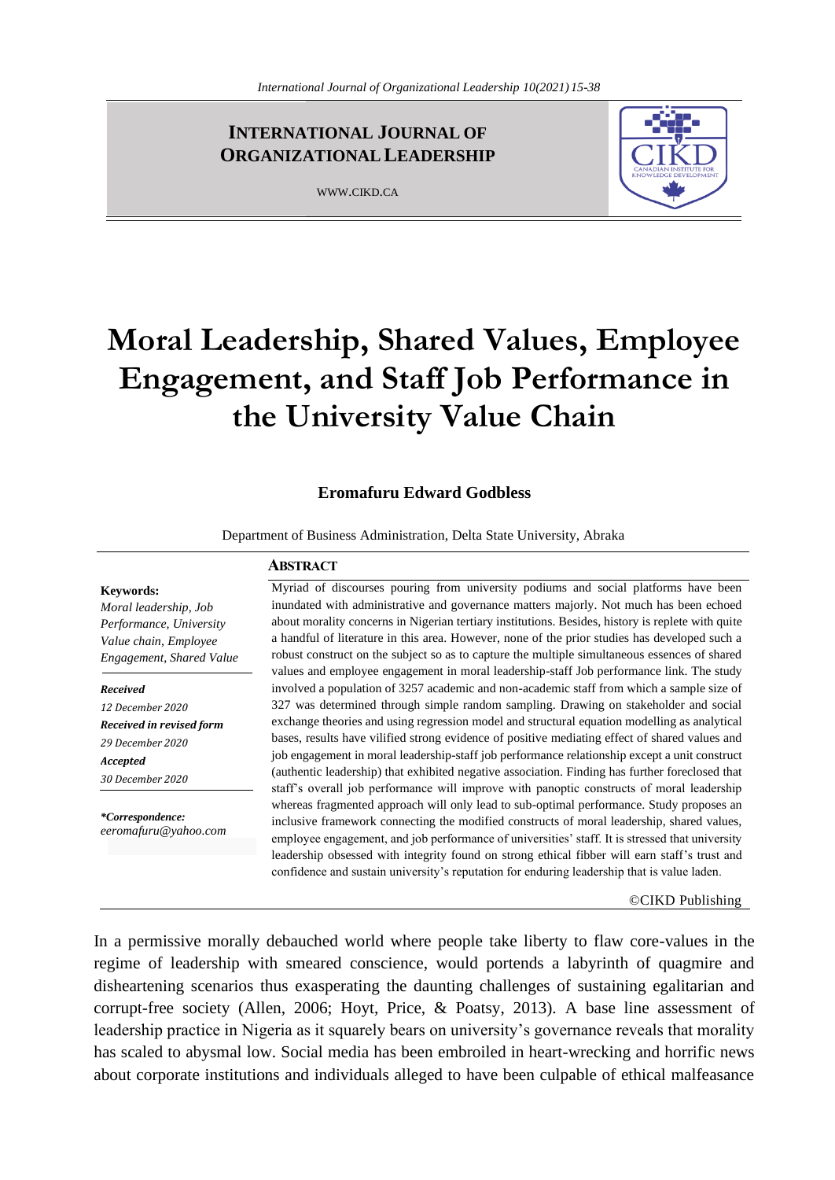INTERNATIONAL JOURNAL OF ORGANIZATIONAL LEADERSHIP

WWW.CIKD.CA

# Moral Leadership, Shared Values, Employee Engagement, and Staff Job Performance in the University Value Chain

**Eromafuru Edward Godbless**

Department of Business Administration, Delta State University, Abraka

**Keywords:**
*Moral leadership, Job Performance, University Value chain, Employee Engagement, Shared Value*

***Received***
*12 December 2020*
***Received in revised form***
*29 December 2020*
***Accepted***
*30 December 2020*

***\*Correspondence:***
*eeromafuru@yahoo.com*

## ABSTRACT

Myriad of discourses pouring from university podiums and social platforms have been inundated with administrative and governance matters majorly. Not much has been echoed about morality concerns in Nigerian tertiary institutions. Besides, history is replete with quite a handful of literature in this area. However, none of the prior studies has developed such a robust construct on the subject so as to capture the multiple simultaneous essences of shared values and employee engagement in moral leadership-staff Job performance link. The study involved a population of 3257 academic and non-academic staff from which a sample size of 327 was determined through simple random sampling. Drawing on stakeholder and social exchange theories and using regression model and structural equation modelling as analytical bases, results have vilified strong evidence of positive mediating effect of shared values and job engagement in moral leadership-staff job performance relationship except a unit construct (authentic leadership) that exhibited negative association. Finding has further foreclosed that staff's overall job performance will improve with panoptic constructs of moral leadership whereas fragmented approach will only lead to sub-optimal performance. Study proposes an inclusive framework connecting the modified constructs of moral leadership, shared values, employee engagement, and job performance of universities' staff. It is stressed that university leadership obsessed with integrity found on strong ethical fibber will earn staff's trust and confidence and sustain university's reputation for enduring leadership that is value laden.

©CIKD Publishing

In a permissive morally debauched world where people take liberty to flaw core-values in the regime of leadership with smeared conscience, would portends a labyrinth of quagmire and disheartening scenarios thus exasperating the daunting challenges of sustaining egalitarian and corrupt-free society (Allen, 2006; Hoyt, Price, & Poatsy, 2013). A base line assessment of leadership practice in Nigeria as it squarely bears on university's governance reveals that morality has scaled to abysmal low. Social media has been embroiled in heart-wrecking and horrific news about corporate institutions and individuals alleged to have been culpable of ethical malfeasance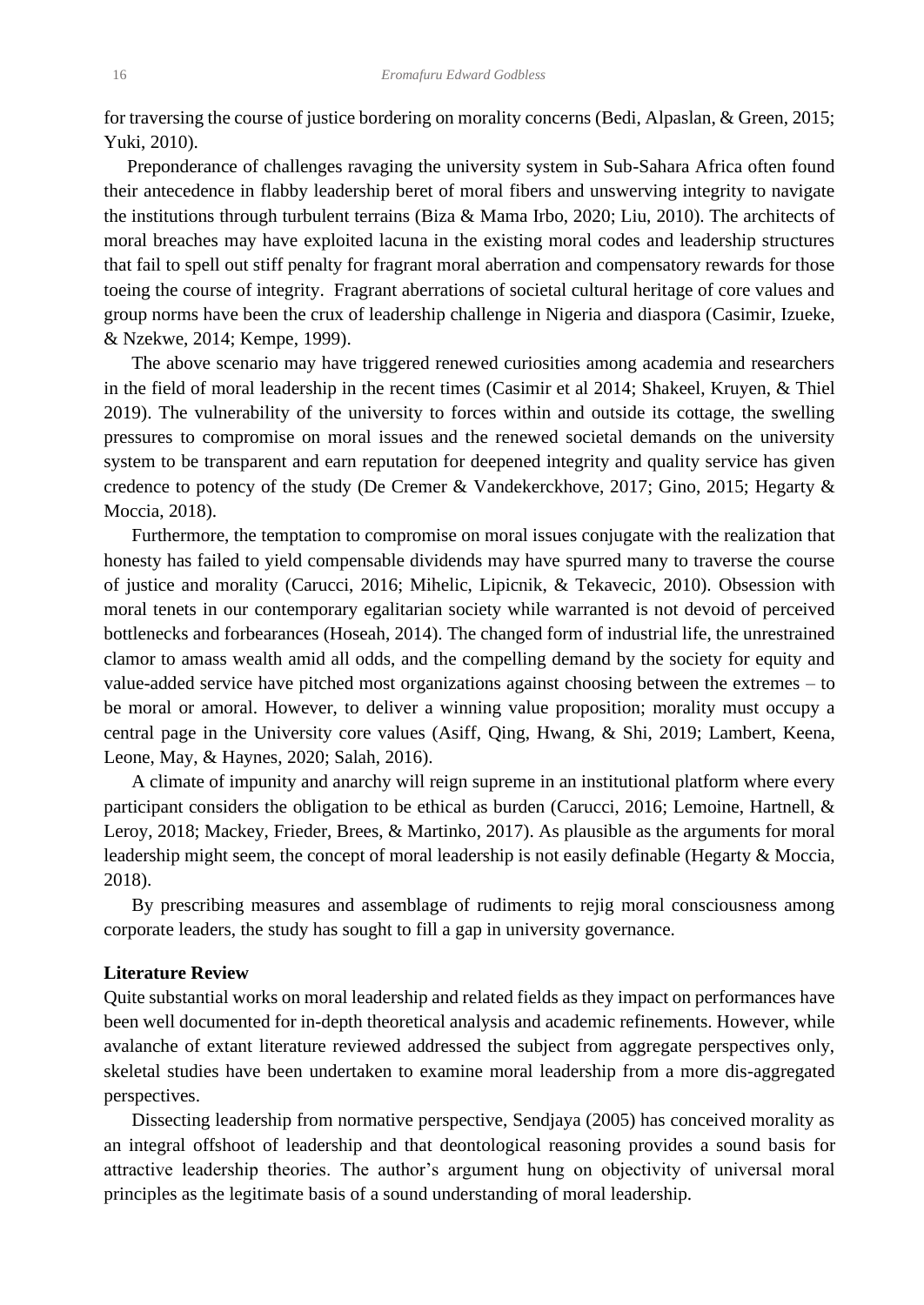for traversing the course of justice bordering on morality concerns (Bedi, Alpaslan, & Green, 2015; Yuki, 2010).

Preponderance of challenges ravaging the university system in Sub-Sahara Africa often found their antecedence in flabby leadership beret of moral fibers and unswerving integrity to navigate the institutions through turbulent terrains (Biza & Mama Irbo, 2020; Liu, 2010). The architects of moral breaches may have exploited lacuna in the existing moral codes and leadership structures that fail to spell out stiff penalty for fragrant moral aberration and compensatory rewards for those toeing the course of integrity. Fragrant aberrations of societal cultural heritage of core values and group norms have been the crux of leadership challenge in Nigeria and diaspora (Casimir, Izueke, & Nzekwe, 2014; Kempe, 1999).

The above scenario may have triggered renewed curiosities among academia and researchers in the field of moral leadership in the recent times (Casimir et al 2014; Shakeel, Kruyen, & Thiel 2019). The vulnerability of the university to forces within and outside its cottage, the swelling pressures to compromise on moral issues and the renewed societal demands on the university system to be transparent and earn reputation for deepened integrity and quality service has given credence to potency of the study (De Cremer & Vandekerckhove, 2017; Gino, 2015; Hegarty & Moccia, 2018).

Furthermore, the temptation to compromise on moral issues conjugate with the realization that honesty has failed to yield compensable dividends may have spurred many to traverse the course of justice and morality (Carucci, 2016; Mihelic, Lipicnik, & Tekavecic, 2010). Obsession with moral tenets in our contemporary egalitarian society while warranted is not devoid of perceived bottlenecks and forbearances (Hoseah, 2014). The changed form of industrial life, the unrestrained clamor to amass wealth amid all odds, and the compelling demand by the society for equity and value-added service have pitched most organizations against choosing between the extremes – to be moral or amoral. However, to deliver a winning value proposition; morality must occupy a central page in the University core values (Asiff, Qing, Hwang, & Shi, 2019; Lambert, Keena, Leone, May, & Haynes, 2020; Salah, 2016).

A climate of impunity and anarchy will reign supreme in an institutional platform where every participant considers the obligation to be ethical as burden (Carucci, 2016; Lemoine, Hartnell, & Leroy, 2018; Mackey, Frieder, Brees, & Martinko, 2017). As plausible as the arguments for moral leadership might seem, the concept of moral leadership is not easily definable (Hegarty & Moccia, 2018).

By prescribing measures and assemblage of rudiments to rejig moral consciousness among corporate leaders, the study has sought to fill a gap in university governance.

## Literature Review

Quite substantial works on moral leadership and related fields as they impact on performances have been well documented for in-depth theoretical analysis and academic refinements. However, while avalanche of extant literature reviewed addressed the subject from aggregate perspectives only, skeletal studies have been undertaken to examine moral leadership from a more dis-aggregated perspectives.

Dissecting leadership from normative perspective, Sendjaya (2005) has conceived morality as an integral offshoot of leadership and that deontological reasoning provides a sound basis for attractive leadership theories. The author's argument hung on objectivity of universal moral principles as the legitimate basis of a sound understanding of moral leadership.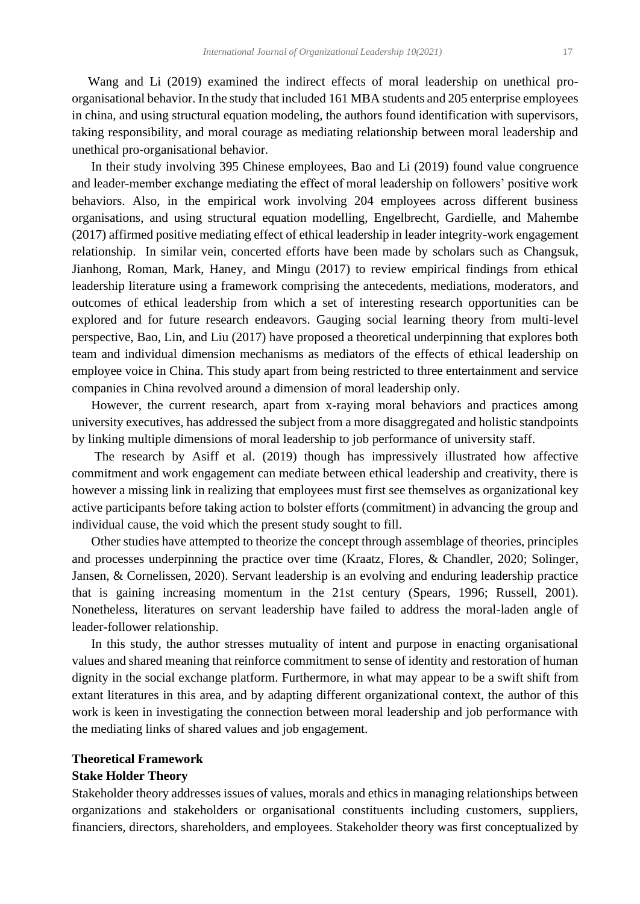Wang and Li (2019) examined the indirect effects of moral leadership on unethical pro-organisational behavior. In the study that included 161 MBA students and 205 enterprise employees in china, and using structural equation modeling, the authors found identification with supervisors, taking responsibility, and moral courage as mediating relationship between moral leadership and unethical pro-organisational behavior.

In their study involving 395 Chinese employees, Bao and Li (2019) found value congruence and leader-member exchange mediating the effect of moral leadership on followers' positive work behaviors. Also, in the empirical work involving 204 employees across different business organisations, and using structural equation modelling, Engelbrecht, Gardielle, and Mahembe (2017) affirmed positive mediating effect of ethical leadership in leader integrity-work engagement relationship. In similar vein, concerted efforts have been made by scholars such as Changsuk, Jianhong, Roman, Mark, Haney, and Mingu (2017) to review empirical findings from ethical leadership literature using a framework comprising the antecedents, mediations, moderators, and outcomes of ethical leadership from which a set of interesting research opportunities can be explored and for future research endeavors. Gauging social learning theory from multi-level perspective, Bao, Lin, and Liu (2017) have proposed a theoretical underpinning that explores both team and individual dimension mechanisms as mediators of the effects of ethical leadership on employee voice in China. This study apart from being restricted to three entertainment and service companies in China revolved around a dimension of moral leadership only.

However, the current research, apart from x-raying moral behaviors and practices among university executives, has addressed the subject from a more disaggregated and holistic standpoints by linking multiple dimensions of moral leadership to job performance of university staff.

The research by Asiff et al. (2019) though has impressively illustrated how affective commitment and work engagement can mediate between ethical leadership and creativity, there is however a missing link in realizing that employees must first see themselves as organizational key active participants before taking action to bolster efforts (commitment) in advancing the group and individual cause, the void which the present study sought to fill.

Other studies have attempted to theorize the concept through assemblage of theories, principles and processes underpinning the practice over time (Kraatz, Flores, & Chandler, 2020; Solinger, Jansen, & Cornelissen, 2020). Servant leadership is an evolving and enduring leadership practice that is gaining increasing momentum in the 21st century (Spears, 1996; Russell, 2001). Nonetheless, literatures on servant leadership have failed to address the moral-laden angle of leader-follower relationship.

In this study, the author stresses mutuality of intent and purpose in enacting organisational values and shared meaning that reinforce commitment to sense of identity and restoration of human dignity in the social exchange platform. Furthermore, in what may appear to be a swift shift from extant literatures in this area, and by adapting different organizational context, the author of this work is keen in investigating the connection between moral leadership and job performance with the mediating links of shared values and job engagement.

## Theoretical Framework

### Stake Holder Theory

Stakeholder theory addresses issues of values, morals and ethics in managing relationships between organizations and stakeholders or organisational constituents including customers, suppliers, financiers, directors, shareholders, and employees. Stakeholder theory was first conceptualized by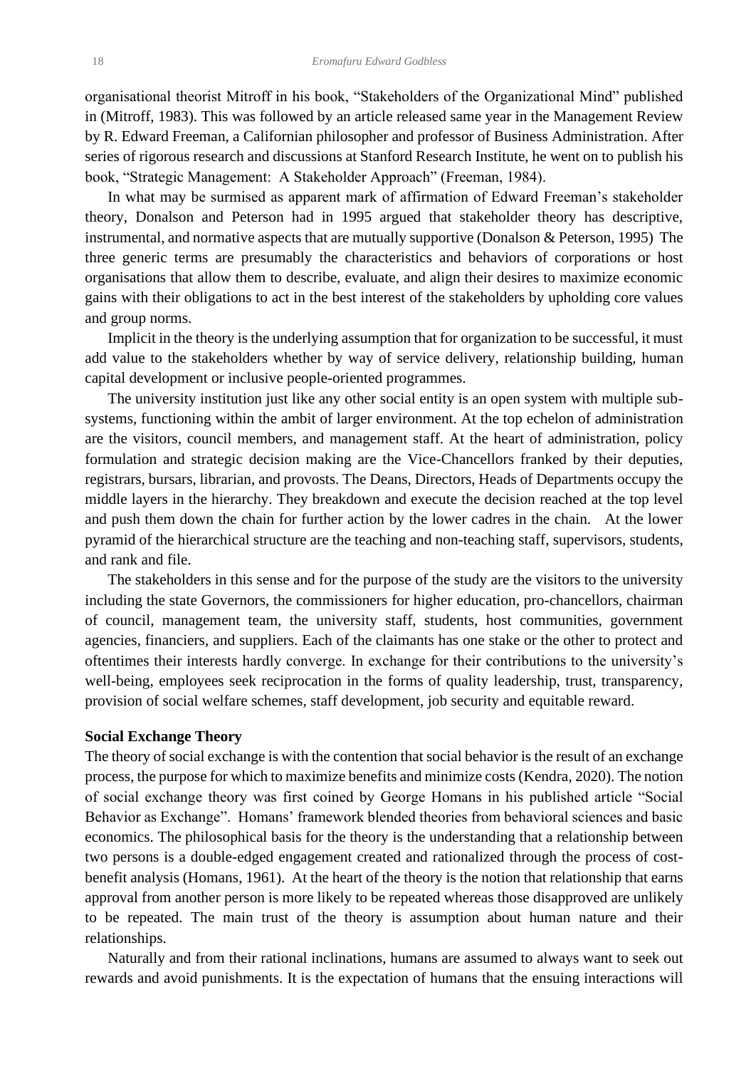organisational theorist Mitroff in his book, "Stakeholders of the Organizational Mind" published in (Mitroff, 1983). This was followed by an article released same year in the Management Review by R. Edward Freeman, a Californian philosopher and professor of Business Administration. After series of rigorous research and discussions at Stanford Research Institute, he went on to publish his book, "Strategic Management: A Stakeholder Approach" (Freeman, 1984).

In what may be surmised as apparent mark of affirmation of Edward Freeman's stakeholder theory, Donalson and Peterson had in 1995 argued that stakeholder theory has descriptive, instrumental, and normative aspects that are mutually supportive (Donalson & Peterson, 1995) The three generic terms are presumably the characteristics and behaviors of corporations or host organisations that allow them to describe, evaluate, and align their desires to maximize economic gains with their obligations to act in the best interest of the stakeholders by upholding core values and group norms.

Implicit in the theory is the underlying assumption that for organization to be successful, it must add value to the stakeholders whether by way of service delivery, relationship building, human capital development or inclusive people-oriented programmes.

The university institution just like any other social entity is an open system with multiple sub-systems, functioning within the ambit of larger environment. At the top echelon of administration are the visitors, council members, and management staff. At the heart of administration, policy formulation and strategic decision making are the Vice-Chancellors franked by their deputies, registrars, bursars, librarian, and provosts. The Deans, Directors, Heads of Departments occupy the middle layers in the hierarchy. They breakdown and execute the decision reached at the top level and push them down the chain for further action by the lower cadres in the chain. At the lower pyramid of the hierarchical structure are the teaching and non-teaching staff, supervisors, students, and rank and file.

The stakeholders in this sense and for the purpose of the study are the visitors to the university including the state Governors, the commissioners for higher education, pro-chancellors, chairman of council, management team, the university staff, students, host communities, government agencies, financiers, and suppliers. Each of the claimants has one stake or the other to protect and oftentimes their interests hardly converge. In exchange for their contributions to the university's well-being, employees seek reciprocation in the forms of quality leadership, trust, transparency, provision of social welfare schemes, staff development, job security and equitable reward.

**Social Exchange Theory**

The theory of social exchange is with the contention that social behavior is the result of an exchange process, the purpose for which to maximize benefits and minimize costs (Kendra, 2020). The notion of social exchange theory was first coined by George Homans in his published article "Social Behavior as Exchange". Homans' framework blended theories from behavioral sciences and basic economics. The philosophical basis for the theory is the understanding that a relationship between two persons is a double-edged engagement created and rationalized through the process of cost-benefit analysis (Homans, 1961). At the heart of the theory is the notion that relationship that earns approval from another person is more likely to be repeated whereas those disapproved are unlikely to be repeated. The main trust of the theory is assumption about human nature and their relationships.

Naturally and from their rational inclinations, humans are assumed to always want to seek out rewards and avoid punishments. It is the expectation of humans that the ensuing interactions will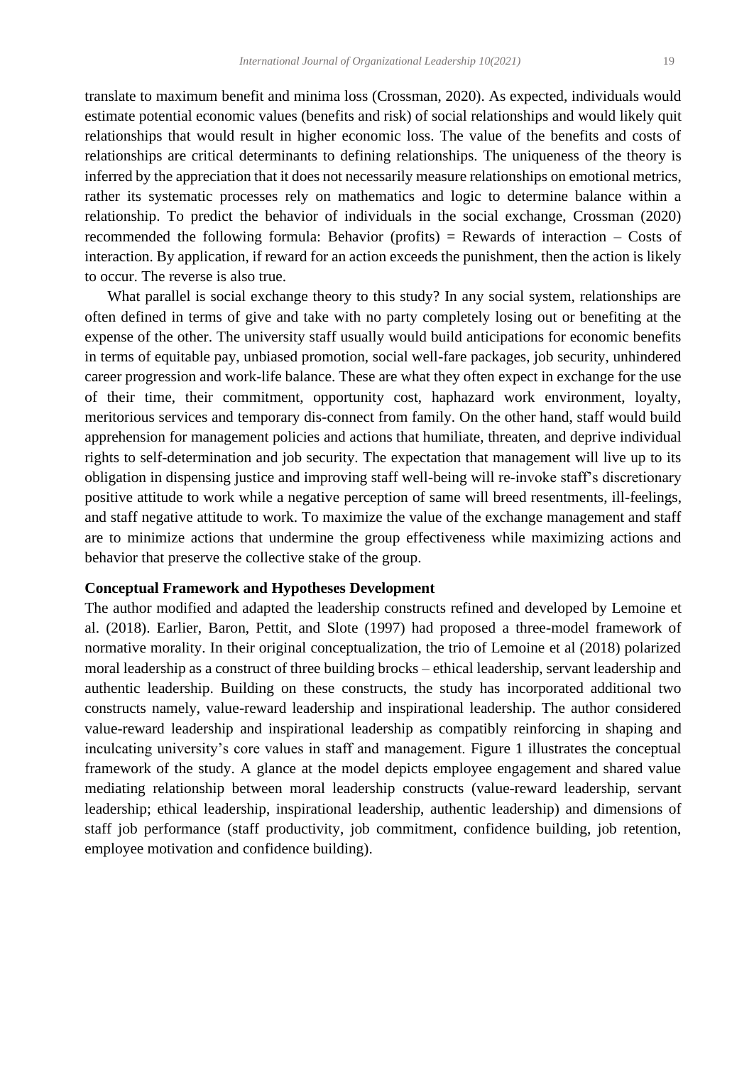translate to maximum benefit and minima loss (Crossman, 2020). As expected, individuals would estimate potential economic values (benefits and risk) of social relationships and would likely quit relationships that would result in higher economic loss. The value of the benefits and costs of relationships are critical determinants to defining relationships. The uniqueness of the theory is inferred by the appreciation that it does not necessarily measure relationships on emotional metrics, rather its systematic processes rely on mathematics and logic to determine balance within a relationship. To predict the behavior of individuals in the social exchange, Crossman (2020) recommended the following formula: Behavior (profits) = Rewards of interaction – Costs of interaction. By application, if reward for an action exceeds the punishment, then the action is likely to occur. The reverse is also true.

What parallel is social exchange theory to this study? In any social system, relationships are often defined in terms of give and take with no party completely losing out or benefiting at the expense of the other. The university staff usually would build anticipations for economic benefits in terms of equitable pay, unbiased promotion, social well-fare packages, job security, unhindered career progression and work-life balance. These are what they often expect in exchange for the use of their time, their commitment, opportunity cost, haphazard work environment, loyalty, meritorious services and temporary dis-connect from family. On the other hand, staff would build apprehension for management policies and actions that humiliate, threaten, and deprive individual rights to self-determination and job security. The expectation that management will live up to its obligation in dispensing justice and improving staff well-being will re-invoke staff's discretionary positive attitude to work while a negative perception of same will breed resentments, ill-feelings, and staff negative attitude to work. To maximize the value of the exchange management and staff are to minimize actions that undermine the group effectiveness while maximizing actions and behavior that preserve the collective stake of the group.

**Conceptual Framework and Hypotheses Development**

The author modified and adapted the leadership constructs refined and developed by Lemoine et al. (2018). Earlier, Baron, Pettit, and Slote (1997) had proposed a three-model framework of normative morality. In their original conceptualization, the trio of Lemoine et al (2018) polarized moral leadership as a construct of three building brocks – ethical leadership, servant leadership and authentic leadership. Building on these constructs, the study has incorporated additional two constructs namely, value-reward leadership and inspirational leadership. The author considered value-reward leadership and inspirational leadership as compatibly reinforcing in shaping and inculcating university's core values in staff and management. Figure 1 illustrates the conceptual framework of the study. A glance at the model depicts employee engagement and shared value mediating relationship between moral leadership constructs (value-reward leadership, servant leadership; ethical leadership, inspirational leadership, authentic leadership) and dimensions of staff job performance (staff productivity, job commitment, confidence building, job retention, employee motivation and confidence building).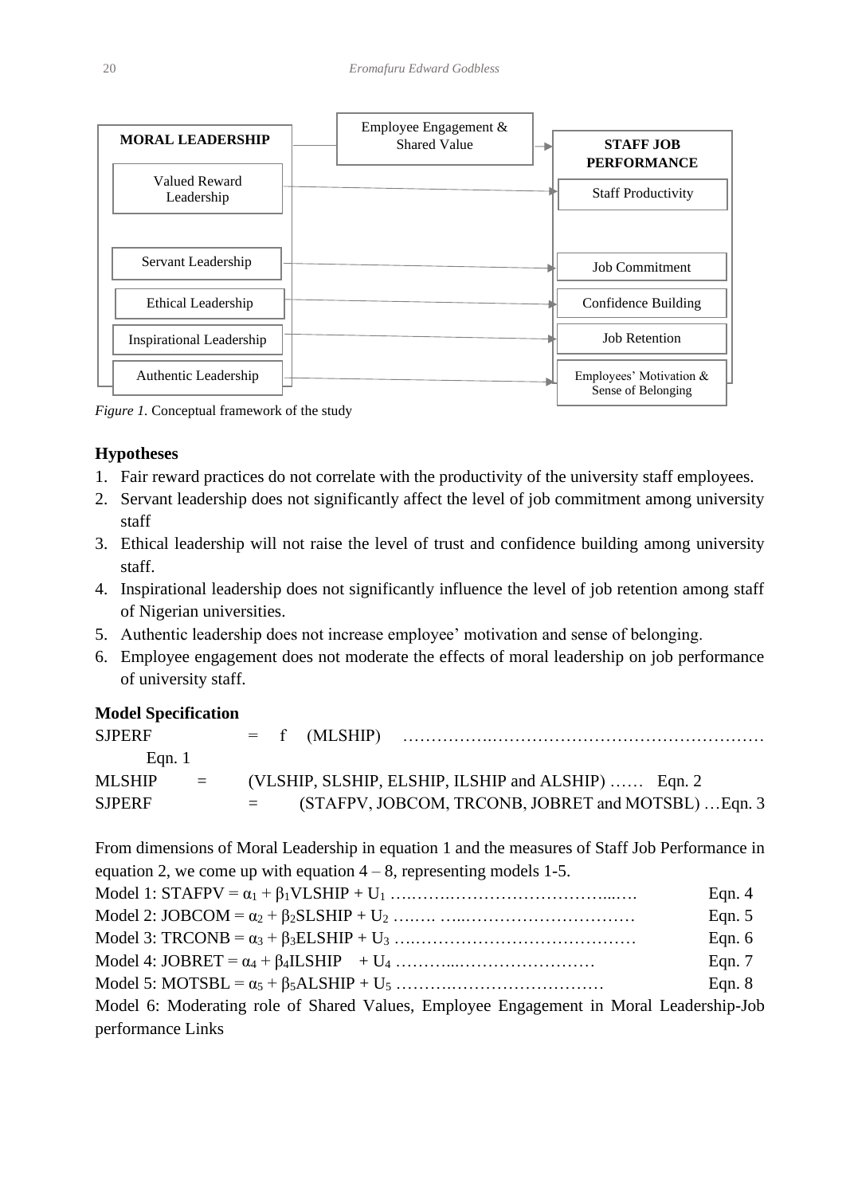Figure 1 diagram content:

| MORAL LEADERSHIP | Employee Engagement & Shared Value | STAFF JOB PERFORMANCE |
| --- | --- | --- |
| Valued Reward Leadership | → | Staff Productivity |
| Servant Leadership | → | Job Commitment |
| Ethical Leadership | → | Confidence Building |
| Inspirational Leadership | → | Job Retention |
| Authentic Leadership | → | Employees' Motivation & Sense of Belonging |

*Figure 1.* Conceptual framework of the study

**Hypotheses**

1. Fair reward practices do not correlate with the productivity of the university staff employees.
2. Servant leadership does not significantly affect the level of job commitment among university staff
3. Ethical leadership will not raise the level of trust and confidence building among university staff.
4. Inspirational leadership does not significantly influence the level of job retention among staff of Nigerian universities.
5. Authentic leadership does not increase employee' motivation and sense of belonging.
6. Employee engagement does not moderate the effects of moral leadership on job performance of university staff.

**Model Specification**

SJPERF = f (MLSHIP) ………………………………………………………… Eqn. 1

MLSHIP = (VLSHIP, SLSHIP, ELSHIP, ILSHIP and ALSHIP) …… Eqn. 2

SJPERF = (STAFPV, JOBCOM, TRCONB, JOBRET and MOTSBL) …Eqn. 3

From dimensions of Moral Leadership in equation 1 and the measures of Staff Job Performance in equation 2, we come up with equation 4 – 8, representing models 1-5.

Model 1: $STAFPV = \alpha_1 + \beta_1 VLSHIP + U_1$ ………………………………… Eqn. 4

Model 2: $JOBCOM = \alpha_2 + \beta_2 SLSHIP + U_2$ ………………………………… Eqn. 5

Model 3: $TRCONB = \alpha_3 + \beta_3 ELSHIP + U_3$ ………………………………… Eqn. 6

Model 4: $JOBRET = \alpha_4 + \beta_4 ILSHIP + U_4$ ………………………………… Eqn. 7

Model 5: $MOTSBL = \alpha_5 + \beta_5 ALSHIP + U_5$ ………………………………… Eqn. 8

Model 6: Moderating role of Shared Values, Employee Engagement in Moral Leadership-Job performance Links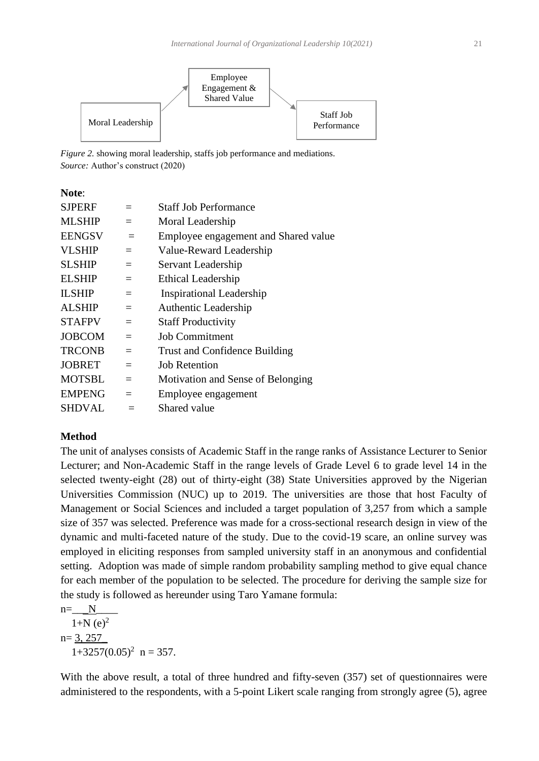*Figure 2.* showing moral leadership, staffs job performance and mediations.
*Source:* Author's construct (2020)

**Note**:

| | | |
|---|---|---|
| SJPERF | = | Staff Job Performance |
| MLSHIP | = | Moral Leadership |
| EENGSV | = | Employee engagement and Shared value |
| VLSHIP | = | Value-Reward Leadership |
| SLSHIP | = | Servant Leadership |
| ELSHIP | = | Ethical Leadership |
| ILSHIP | = | Inspirational Leadership |
| ALSHIP | = | Authentic Leadership |
| STAFPV | = | Staff Productivity |
| JOBCOM | = | Job Commitment |
| TRCONB | = | Trust and Confidence Building |
| JOBRET | = | Job Retention |
| MOTSBL | = | Motivation and Sense of Belonging |
| EMPENG | = | Employee engagement |
| SHDVAL | = | Shared value |

**Method**

The unit of analyses consists of Academic Staff in the range ranks of Assistance Lecturer to Senior Lecturer; and Non-Academic Staff in the range levels of Grade Level 6 to grade level 14 in the selected twenty-eight (28) out of thirty-eight (38) State Universities approved by the Nigerian Universities Commission (NUC) up to 2019. The universities are those that host Faculty of Management or Social Sciences and included a target population of 3,257 from which a sample size of 357 was selected. Preference was made for a cross-sectional research design in view of the dynamic and multi-faceted nature of the study. Due to the covid-19 scare, an online survey was employed in eliciting responses from sampled university staff in an anonymous and confidential setting. Adoption was made of simple random probability sampling method to give equal chance for each member of the population to be selected. The procedure for deriving the sample size for the study is followed as hereunder using Taro Yamane formula:

$$n = \frac{N}{1+N(e)^2}$$

$$n = \frac{3,257}{1+3257(0.05)^2} \quad n = 357.$$

With the above result, a total of three hundred and fifty-seven (357) set of questionnaires were administered to the respondents, with a 5-point Likert scale ranging from strongly agree (5), agree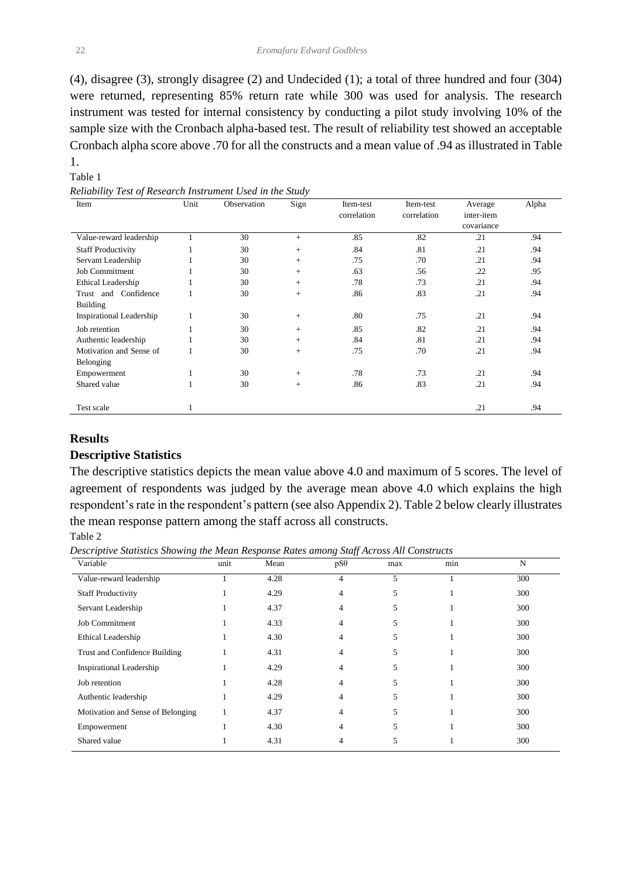(4), disagree (3), strongly disagree (2) and Undecided (1); a total of three hundred and four (304) were returned, representing 85% return rate while 300 was used for analysis. The research instrument was tested for internal consistency by conducting a pilot study involving 10% of the sample size with the Cronbach alpha-based test. The result of reliability test showed an acceptable Cronbach alpha score above .70 for all the constructs and a mean value of .94 as illustrated in Table 1.

Table 1

*Reliability Test of Research Instrument Used in the Study*

| Item | Unit | Observation | Sign | Item-test correlation | Item-test correlation | Average inter-item covariance | Alpha |
|---|---|---|---|---|---|---|---|
| Value-reward leadership | 1 | 30 | + | .85 | .82 | .21 | .94 |
| Staff Productivity | 1 | 30 | + | .84 | .81 | .21 | .94 |
| Servant Leadership | 1 | 30 | + | .75 | .70 | .21 | .94 |
| Job Commitment | 1 | 30 | + | .63 | .56 | .22 | .95 |
| Ethical Leadership | 1 | 30 | + | .78 | .73 | .21 | .94 |
| Trust and Confidence Building | 1 | 30 | + | .86 | .83 | .21 | .94 |
| Inspirational Leadership | 1 | 30 | + | .80 | .75 | .21 | .94 |
| Job retention | 1 | 30 | + | .85 | .82 | .21 | .94 |
| Authentic leadership | 1 | 30 | + | .84 | .81 | .21 | .94 |
| Motivation and Sense of Belonging | 1 | 30 | + | .75 | .70 | .21 | .94 |
| Empowerment | 1 | 30 | + | .78 | .73 | .21 | .94 |
| Shared value | 1 | 30 | + | .86 | .83 | .21 | .94 |
| Test scale | 1 | | | | | .21 | .94 |

## Results

### Descriptive Statistics

The descriptive statistics depicts the mean value above 4.0 and maximum of 5 scores. The level of agreement of respondents was judged by the average mean above 4.0 which explains the high respondent's rate in the respondent's pattern (see also Appendix 2). Table 2 below clearly illustrates the mean response pattern among the staff across all constructs.

Table 2

*Descriptive Statistics Showing the Mean Response Rates among Staff Across All Constructs*

| Variable | unit | Mean | pSθ | max | min | N |
|---|---|---|---|---|---|---|
| Value-reward leadership | 1 | 4.28 | 4 | 5 | 1 | 300 |
| Staff Productivity | 1 | 4.29 | 4 | 5 | 1 | 300 |
| Servant Leadership | 1 | 4.37 | 4 | 5 | 1 | 300 |
| Job Commitment | 1 | 4.33 | 4 | 5 | 1 | 300 |
| Ethical Leadership | 1 | 4.30 | 4 | 5 | 1 | 300 |
| Trust and Confidence Building | 1 | 4.31 | 4 | 5 | 1 | 300 |
| Inspirational Leadership | 1 | 4.29 | 4 | 5 | 1 | 300 |
| Job retention | 1 | 4.28 | 4 | 5 | 1 | 300 |
| Authentic leadership | 1 | 4.29 | 4 | 5 | 1 | 300 |
| Motivation and Sense of Belonging | 1 | 4.37 | 4 | 5 | 1 | 300 |
| Empowerment | 1 | 4.30 | 4 | 5 | 1 | 300 |
| Shared value | 1 | 4.31 | 4 | 5 | 1 | 300 |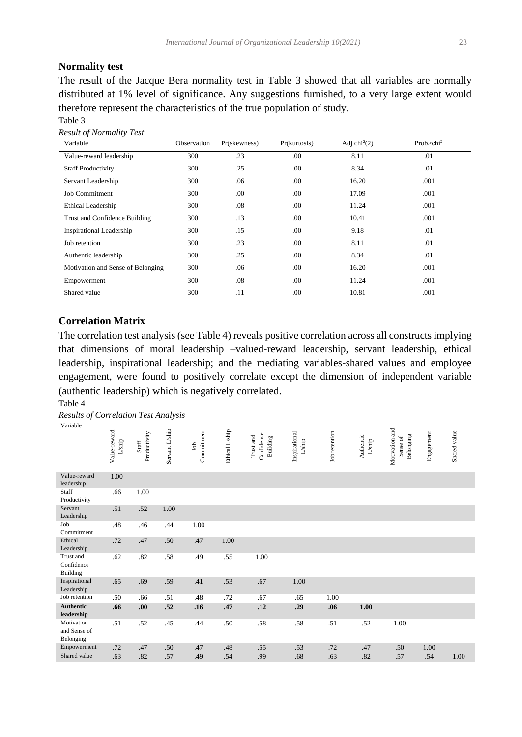## Normality test

The result of the Jacque Bera normality test in Table 3 showed that all variables are normally distributed at 1% level of significance. Any suggestions furnished, to a very large extent would therefore represent the characteristics of the true population of study.

Table 3

*Result of Normality Test*

| Variable | Observation | Pr(skewness) | Pr(kurtosis) | Adj $chi^2(2)$ | Prob>$chi^2$ |
|---|---|---|---|---|---|
| Value-reward leadership | 300 | .23 | .00 | 8.11 | .01 |
| Staff Productivity | 300 | .25 | .00 | 8.34 | .01 |
| Servant Leadership | 300 | .06 | .00 | 16.20 | .001 |
| Job Commitment | 300 | .00 | .00 | 17.09 | .001 |
| Ethical Leadership | 300 | .08 | .00 | 11.24 | .001 |
| Trust and Confidence Building | 300 | .13 | .00 | 10.41 | .001 |
| Inspirational Leadership | 300 | .15 | .00 | 9.18 | .01 |
| Job retention | 300 | .23 | .00 | 8.11 | .01 |
| Authentic leadership | 300 | .25 | .00 | 8.34 | .01 |
| Motivation and Sense of Belonging | 300 | .06 | .00 | 16.20 | .001 |
| Empowerment | 300 | .08 | .00 | 11.24 | .001 |
| Shared value | 300 | .11 | .00 | 10.81 | .001 |

## Correlation Matrix

The correlation test analysis (see Table 4) reveals positive correlation across all constructs implying that dimensions of moral leadership –valued-reward leadership, servant leadership, ethical leadership, inspirational leadership; and the mediating variables-shared values and employee engagement, were found to positively correlate except the dimension of independent variable (authentic leadership) which is negatively correlated.

Table 4

*Results of Correlation Test Analysis*

| Variable | Value-reward L/ship | Staff Productivity | Servant L/ship | Job Commitment | Ethical L/ship | Trust and Confidence Building | Inspirational L/ship | Job retention | Authentic L/ship | Motivation and Sense of Belonging | Engagement | Shared value |
|---|---|---|---|---|---|---|---|---|---|---|---|---|
| Value-reward leadership | 1.00 | | | | | | | | | | | |
| Staff Productivity | .66 | 1.00 | | | | | | | | | | |
| Servant Leadership | .51 | .52 | 1.00 | | | | | | | | | |
| Job Commitment | .48 | .46 | .44 | 1.00 | | | | | | | | |
| Ethical Leadership | .72 | .47 | .50 | .47 | 1.00 | | | | | | | |
| Trust and Confidence Building | .62 | .82 | .58 | .49 | .55 | 1.00 | | | | | | |
| Inspirational Leadership | .65 | .69 | .59 | .41 | .53 | .67 | 1.00 | | | | | |
| Job retention | .50 | .66 | .51 | .48 | .72 | .67 | .65 | 1.00 | | | | |
| **Authentic leadership** | **.66** | **.00** | **.52** | **.16** | **.47** | **.12** | **.29** | **.06** | **1.00** | | | |
| Motivation and Sense of Belonging | .51 | .52 | .45 | .44 | .50 | .58 | .58 | .51 | .52 | 1.00 | | |
| Empowerment | .72 | .47 | .50 | .47 | .48 | .55 | .53 | .72 | .47 | .50 | 1.00 | |
| Shared value | .63 | .82 | .57 | .49 | .54 | .99 | .68 | .63 | .82 | .57 | .54 | 1.00 |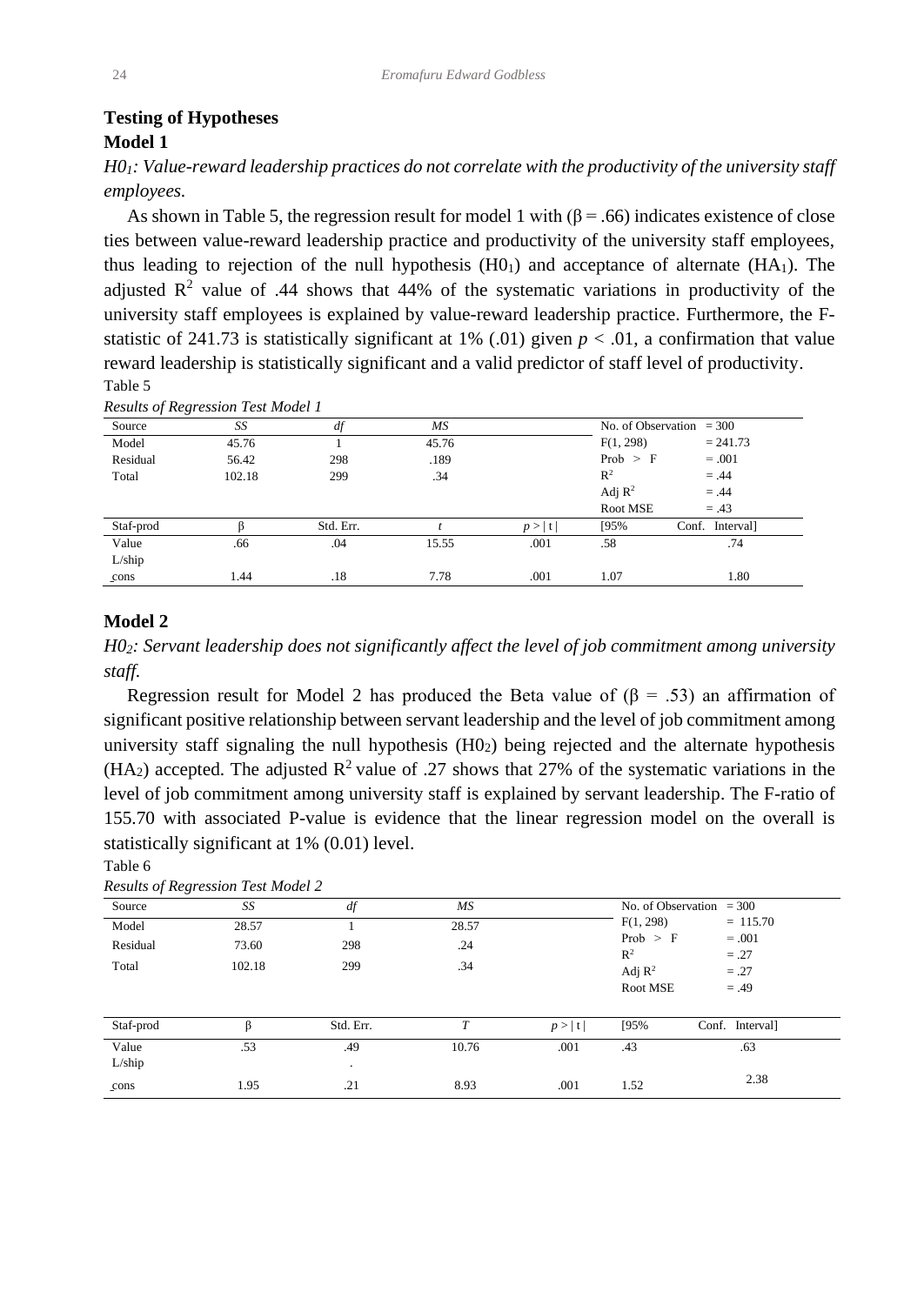## Testing of Hypotheses

### Model 1

*$H0_1$: Value-reward leadership practices do not correlate with the productivity of the university staff employees.*

As shown in Table 5, the regression result for model 1 with ($\beta = .66$) indicates existence of close ties between value-reward leadership practice and productivity of the university staff employees, thus leading to rejection of the null hypothesis ($H0_1$) and acceptance of alternate ($HA_1$). The adjusted $R^2$ value of .44 shows that 44% of the systematic variations in productivity of the university staff employees is explained by value-reward leadership practice. Furthermore, the F-statistic of 241.73 is statistically significant at 1% (.01) given $p < .01$, a confirmation that value reward leadership is statistically significant and a valid predictor of staff level of productivity.

Table 5

*Results of Regression Test Model 1*

| Source | *SS* | *df* | *MS* | | No. of Observation | = 300 |
|---|---|---|---|---|---|---|
| Model | 45.76 | 1 | 45.76 | | F(1, 298) | = 241.73 |
| Residual | 56.42 | 298 | .189 | | Prob > F | = .001 |
| Total | 102.18 | 299 | .34 | | $R^2$ | = .44 |
| | | | | | Adj $R^2$ | = .44 |
| | | | | | Root MSE | = .43 |
| Staf-prod | β | Std. Err. | *t* | *p* > \| t \| | [95% | Conf. Interval] |
| Value L/ship | .66 | .04 | 15.55 | .001 | .58 | .74 |
| _cons | 1.44 | .18 | 7.78 | .001 | 1.07 | 1.80 |

### Model 2

*$H0_2$: Servant leadership does not significantly affect the level of job commitment among university staff.*

Regression result for Model 2 has produced the Beta value of ($\beta = .53$) an affirmation of significant positive relationship between servant leadership and the level of job commitment among university staff signaling the null hypothesis ($H0_2$) being rejected and the alternate hypothesis ($HA_2$) accepted. The adjusted $R^2$ value of .27 shows that 27% of the systematic variations in the level of job commitment among university staff is explained by servant leadership. The F-ratio of 155.70 with associated P-value is evidence that the linear regression model on the overall is statistically significant at 1% (0.01) level.

Table 6

*Results of Regression Test Model 2*

| Source | *SS* | *df* | *MS* | | No. of Observation | = 300 |
|---|---|---|---|---|---|---|
| Model | 28.57 | 1 | 28.57 | | F(1, 298) | = 115.70 |
| Residual | 73.60 | 298 | .24 | | Prob > F | = .001 |
| Total | 102.18 | 299 | .34 | | $R^2$ | = .27 |
| | | | | | Adj $R^2$ | = .27 |
| | | | | | Root MSE | = .49 |
| Staf-prod | β | Std. Err. | *T* | *p* > \| t \| | [95% | Conf. Interval] |
| Value L/ship | .53 | .49 . | 10.76 | .001 | .43 | .63 |
| _cons | 1.95 | .21 | 8.93 | .001 | 1.52 | 2.38 |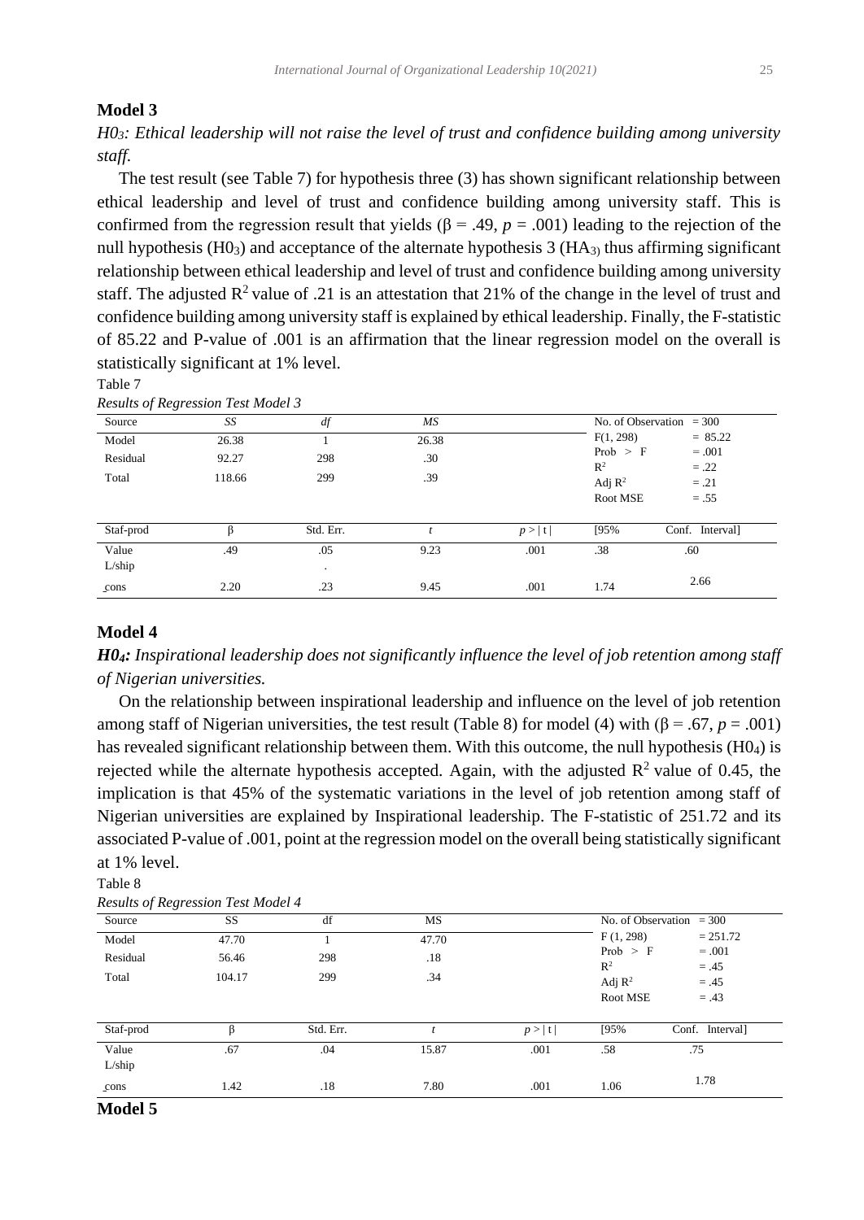### Model 3

*$H0_3$: Ethical leadership will not raise the level of trust and confidence building among university staff.*

The test result (see Table 7) for hypothesis three (3) has shown significant relationship between ethical leadership and level of trust and confidence building among university staff. This is confirmed from the regression result that yields ($\beta = .49$, $p = .001$) leading to the rejection of the null hypothesis ($H0_3$) and acceptance of the alternate hypothesis 3 ($HA_3$) thus affirming significant relationship between ethical leadership and level of trust and confidence building among university staff. The adjusted $R^2$ value of .21 is an attestation that 21% of the change in the level of trust and confidence building among university staff is explained by ethical leadership. Finally, the F-statistic of 85.22 and P-value of .001 is an affirmation that the linear regression model on the overall is statistically significant at 1% level.

Table 7

*Results of Regression Test Model 3*

| Source | *SS* | *df* | *MS* | | No. of Observation | = 300 |
|---|---|---|---|---|---|---|
| Model | 26.38 | 1 | 26.38 | | F(1, 298) | = 85.22 |
| Residual | 92.27 | 298 | .30 | | Prob > F | = .001 |
| | | | | | $R^2$ | = .22 |
| Total | 118.66 | 299 | .39 | | Adj $R^2$ | = .21 |
| | | | | | Root MSE | = .55 |
| Staf-prod | β | Std. Err. | *t* | *p* > \| t \| | [95% | Conf. Interval] |
| Value L/ship | .49 | .05 | 9.23 | .001 | .38 | .60 |
| _cons | 2.20 | .23 | 9.45 | .001 | 1.74 | 2.66 |

### Model 4

***$H0_4$:** Inspirational leadership does not significantly influence the level of job retention among staff of Nigerian universities.*

On the relationship between inspirational leadership and influence on the level of job retention among staff of Nigerian universities, the test result (Table 8) for model (4) with ($\beta = .67$, $p = .001$) has revealed significant relationship between them. With this outcome, the null hypothesis ($H0_4$) is rejected while the alternate hypothesis accepted. Again, with the adjusted $R^2$ value of 0.45, the implication is that 45% of the systematic variations in the level of job retention among staff of Nigerian universities are explained by Inspirational leadership. The F-statistic of 251.72 and its associated P-value of .001, point at the regression model on the overall being statistically significant at 1% level.

Table 8

*Results of Regression Test Model 4*

| Source | SS | df | MS | | No. of Observation | = 300 |
|---|---|---|---|---|---|---|
| Model | 47.70 | 1 | 47.70 | | F (1, 298) | = 251.72 |
| Residual | 56.46 | 298 | .18 | | Prob > F | = .001 |
| | | | | | $R^2$ | = .45 |
| Total | 104.17 | 299 | .34 | | Adj $R^2$ | = .45 |
| | | | | | Root MSE | = .43 |
| Staf-prod | β | Std. Err. | *t* | *p* > \| t \| | [95% | Conf. Interval] |
| Value L/ship | .67 | .04 | 15.87 | .001 | .58 | .75 |
| _cons | 1.42 | .18 | 7.80 | .001 | 1.06 | 1.78 |

### Model 5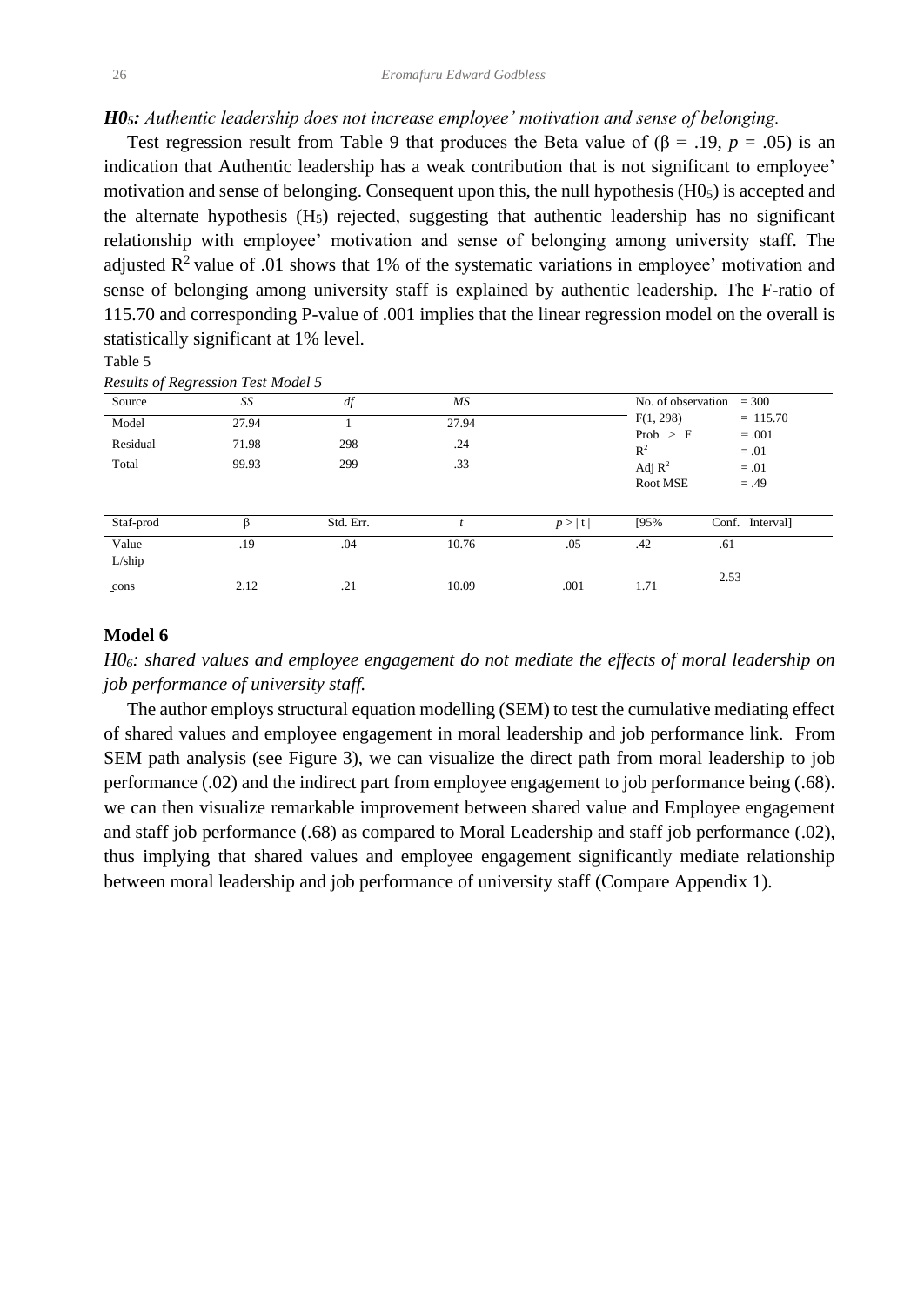***H0₅:*** *Authentic leadership does not increase employee' motivation and sense of belonging.*

Test regression result from Table 9 that produces the Beta value of (β = .19, *p* = .05) is an indication that Authentic leadership has a weak contribution that is not significant to employee' motivation and sense of belonging. Consequent upon this, the null hypothesis ($H0_5$) is accepted and the alternate hypothesis ($H_5$) rejected, suggesting that authentic leadership has no significant relationship with employee' motivation and sense of belonging among university staff. The adjusted $R^2$ value of .01 shows that 1% of the systematic variations in employee' motivation and sense of belonging among university staff is explained by authentic leadership. The F-ratio of 115.70 and corresponding P-value of .001 implies that the linear regression model on the overall is statistically significant at 1% level.

Table 5

*Results of Regression Test Model 5*

| Source | *SS* | *df* | *MS* | | | |
|---|---|---|---|---|---|---|
| Model | 27.94 | 1 | 27.94 | | No. of observation | = 300 |
| Residual | 71.98 | 298 | .24 | | $F(1, 298)$ | = 115.70 |
| Total | 99.93 | 299 | .33 | | Prob > F | = .001 |
| | | | | | $R^2$ | = .01 |
| | | | | | Adj $R^2$ | = .01 |
| | | | | | Root MSE | = .49 |

| Staf-prod | β | Std. Err. | *t* | *p* > \| t \| | [95% | Conf. Interval] |
|---|---|---|---|---|---|---|
| Value L/ship | .19 | .04 | 10.76 | .05 | .42 | .61 |
| _cons | 2.12 | .21 | 10.09 | .001 | 1.71 | 2.53 |

## Model 6

*$H0_6$: shared values and employee engagement do not mediate the effects of moral leadership on job performance of university staff.*

The author employs structural equation modelling (SEM) to test the cumulative mediating effect of shared values and employee engagement in moral leadership and job performance link. From SEM path analysis (see Figure 3), we can visualize the direct path from moral leadership to job performance (.02) and the indirect part from employee engagement to job performance being (.68). we can then visualize remarkable improvement between shared value and Employee engagement and staff job performance (.68) as compared to Moral Leadership and staff job performance (.02), thus implying that shared values and employee engagement significantly mediate relationship between moral leadership and job performance of university staff (Compare Appendix 1).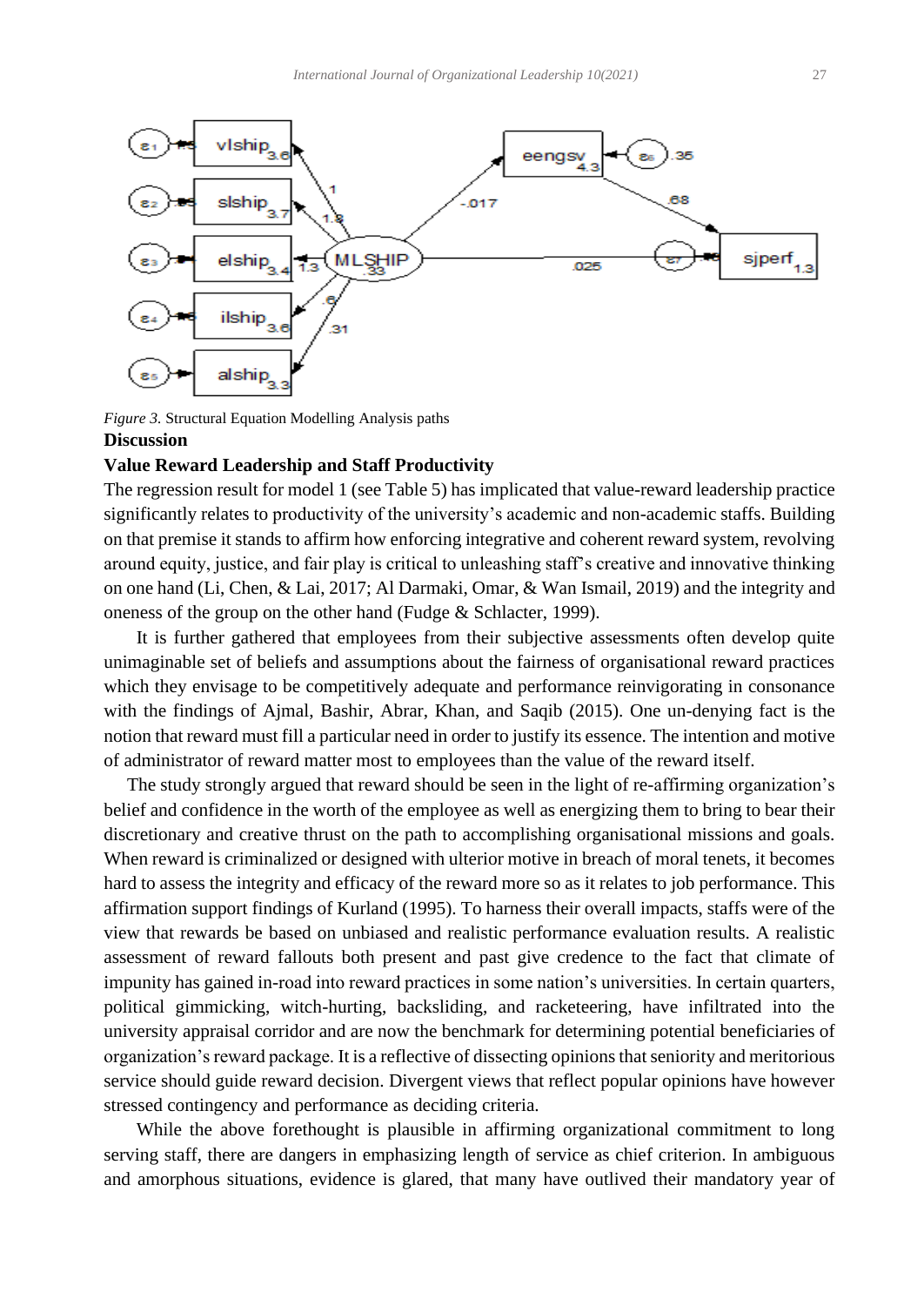*Figure 3.* Structural Equation Modelling Analysis paths

**Discussion**

**Value Reward Leadership and Staff Productivity**

The regression result for model 1 (see Table 5) has implicated that value-reward leadership practice significantly relates to productivity of the university's academic and non-academic staffs. Building on that premise it stands to affirm how enforcing integrative and coherent reward system, revolving around equity, justice, and fair play is critical to unleashing staff's creative and innovative thinking on one hand (Li, Chen, & Lai, 2017; Al Darmaki, Omar, & Wan Ismail, 2019) and the integrity and oneness of the group on the other hand (Fudge & Schlacter, 1999).

It is further gathered that employees from their subjective assessments often develop quite unimaginable set of beliefs and assumptions about the fairness of organisational reward practices which they envisage to be competitively adequate and performance reinvigorating in consonance with the findings of Ajmal, Bashir, Abrar, Khan, and Saqib (2015). One un-denying fact is the notion that reward must fill a particular need in order to justify its essence. The intention and motive of administrator of reward matter most to employees than the value of the reward itself.

The study strongly argued that reward should be seen in the light of re-affirming organization's belief and confidence in the worth of the employee as well as energizing them to bring to bear their discretionary and creative thrust on the path to accomplishing organisational missions and goals. When reward is criminalized or designed with ulterior motive in breach of moral tenets, it becomes hard to assess the integrity and efficacy of the reward more so as it relates to job performance. This affirmation support findings of Kurland (1995). To harness their overall impacts, staffs were of the view that rewards be based on unbiased and realistic performance evaluation results. A realistic assessment of reward fallouts both present and past give credence to the fact that climate of impunity has gained in-road into reward practices in some nation's universities. In certain quarters, political gimmicking, witch-hurting, backsliding, and racketeering, have infiltrated into the university appraisal corridor and are now the benchmark for determining potential beneficiaries of organization's reward package. It is a reflective of dissecting opinions that seniority and meritorious service should guide reward decision. Divergent views that reflect popular opinions have however stressed contingency and performance as deciding criteria.

While the above forethought is plausible in affirming organizational commitment to long serving staff, there are dangers in emphasizing length of service as chief criterion. In ambiguous and amorphous situations, evidence is glared, that many have outlived their mandatory year of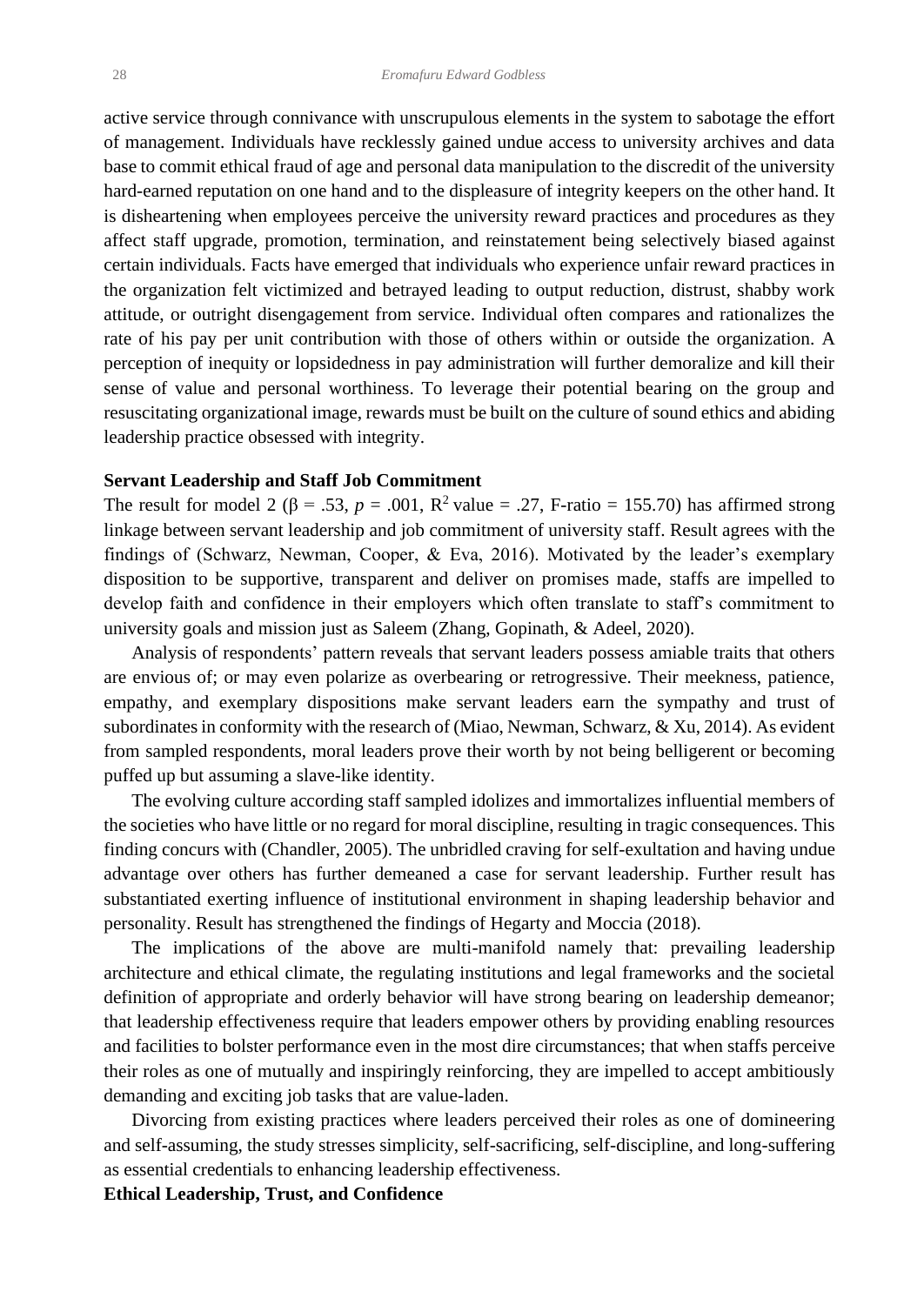active service through connivance with unscrupulous elements in the system to sabotage the effort of management. Individuals have recklessly gained undue access to university archives and data base to commit ethical fraud of age and personal data manipulation to the discredit of the university hard-earned reputation on one hand and to the displeasure of integrity keepers on the other hand. It is disheartening when employees perceive the university reward practices and procedures as they affect staff upgrade, promotion, termination, and reinstatement being selectively biased against certain individuals. Facts have emerged that individuals who experience unfair reward practices in the organization felt victimized and betrayed leading to output reduction, distrust, shabby work attitude, or outright disengagement from service. Individual often compares and rationalizes the rate of his pay per unit contribution with those of others within or outside the organization. A perception of inequity or lopsidedness in pay administration will further demoralize and kill their sense of value and personal worthiness. To leverage their potential bearing on the group and resuscitating organizational image, rewards must be built on the culture of sound ethics and abiding leadership practice obsessed with integrity.

**Servant Leadership and Staff Job Commitment**

The result for model 2 ($\beta$ = .53, $p$ = .001, $R^2$ value = .27, F-ratio = 155.70) has affirmed strong linkage between servant leadership and job commitment of university staff. Result agrees with the findings of (Schwarz, Newman, Cooper, & Eva, 2016). Motivated by the leader's exemplary disposition to be supportive, transparent and deliver on promises made, staffs are impelled to develop faith and confidence in their employers which often translate to staff's commitment to university goals and mission just as Saleem (Zhang, Gopinath, & Adeel, 2020).

Analysis of respondents' pattern reveals that servant leaders possess amiable traits that others are envious of; or may even polarize as overbearing or retrogressive. Their meekness, patience, empathy, and exemplary dispositions make servant leaders earn the sympathy and trust of subordinates in conformity with the research of (Miao, Newman, Schwarz, & Xu, 2014). As evident from sampled respondents, moral leaders prove their worth by not being belligerent or becoming puffed up but assuming a slave-like identity.

The evolving culture according staff sampled idolizes and immortalizes influential members of the societies who have little or no regard for moral discipline, resulting in tragic consequences. This finding concurs with (Chandler, 2005). The unbridled craving for self-exultation and having undue advantage over others has further demeaned a case for servant leadership. Further result has substantiated exerting influence of institutional environment in shaping leadership behavior and personality. Result has strengthened the findings of Hegarty and Moccia (2018).

The implications of the above are multi-manifold namely that: prevailing leadership architecture and ethical climate, the regulating institutions and legal frameworks and the societal definition of appropriate and orderly behavior will have strong bearing on leadership demeanor; that leadership effectiveness require that leaders empower others by providing enabling resources and facilities to bolster performance even in the most dire circumstances; that when staffs perceive their roles as one of mutually and inspiringly reinforcing, they are impelled to accept ambitiously demanding and exciting job tasks that are value-laden.

Divorcing from existing practices where leaders perceived their roles as one of domineering and self-assuming, the study stresses simplicity, self-sacrificing, self-discipline, and long-suffering as essential credentials to enhancing leadership effectiveness.

**Ethical Leadership, Trust, and Confidence**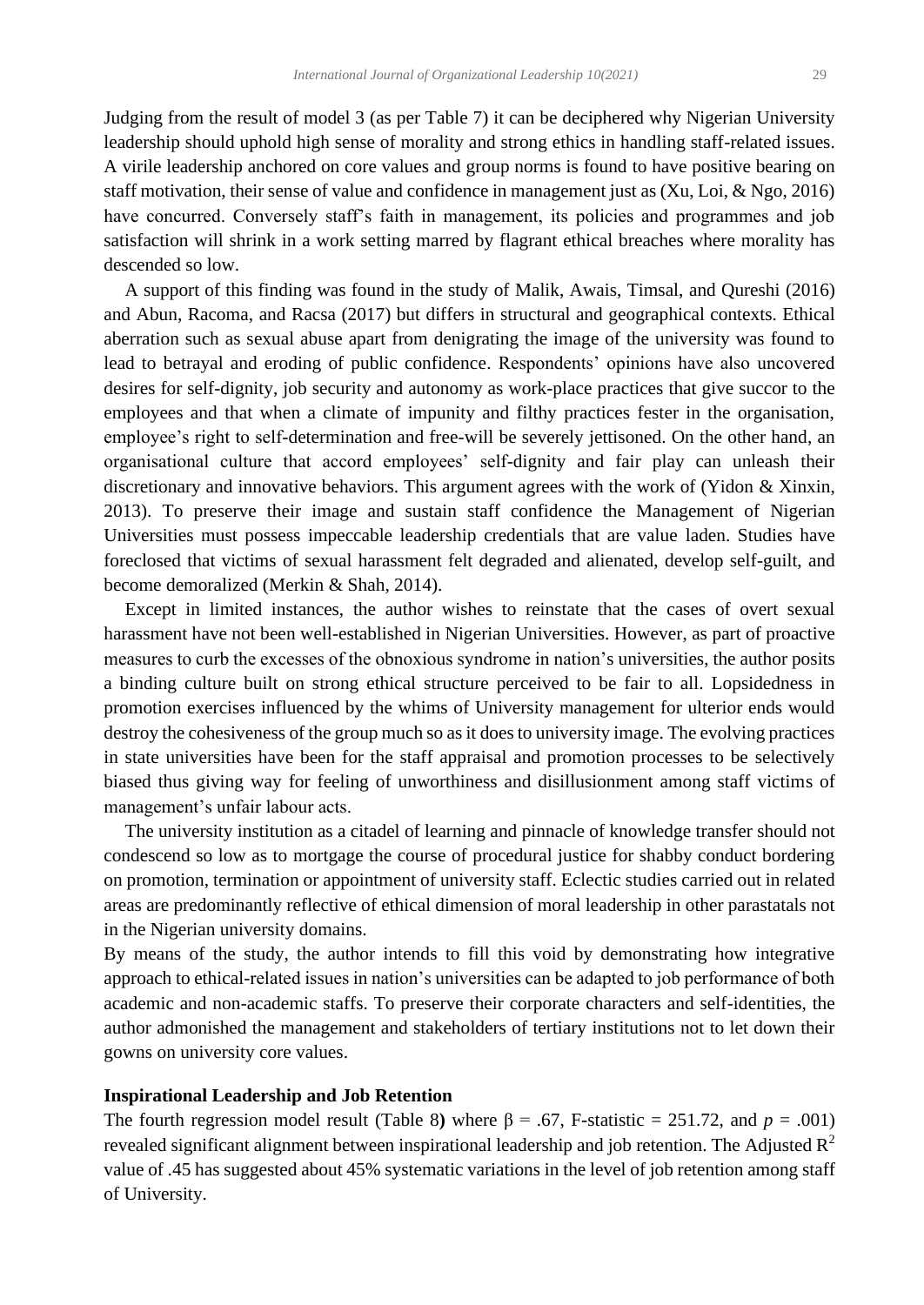Judging from the result of model 3 (as per Table 7) it can be deciphered why Nigerian University leadership should uphold high sense of morality and strong ethics in handling staff-related issues. A virile leadership anchored on core values and group norms is found to have positive bearing on staff motivation, their sense of value and confidence in management just as (Xu, Loi, & Ngo, 2016) have concurred. Conversely staff's faith in management, its policies and programmes and job satisfaction will shrink in a work setting marred by flagrant ethical breaches where morality has descended so low.

A support of this finding was found in the study of Malik, Awais, Timsal, and Qureshi (2016) and Abun, Racoma, and Racsa (2017) but differs in structural and geographical contexts. Ethical aberration such as sexual abuse apart from denigrating the image of the university was found to lead to betrayal and eroding of public confidence. Respondents' opinions have also uncovered desires for self-dignity, job security and autonomy as work-place practices that give succor to the employees and that when a climate of impunity and filthy practices fester in the organisation, employee's right to self-determination and free-will be severely jettisoned. On the other hand, an organisational culture that accord employees' self-dignity and fair play can unleash their discretionary and innovative behaviors. This argument agrees with the work of (Yidon & Xinxin, 2013). To preserve their image and sustain staff confidence the Management of Nigerian Universities must possess impeccable leadership credentials that are value laden. Studies have foreclosed that victims of sexual harassment felt degraded and alienated, develop self-guilt, and become demoralized (Merkin & Shah, 2014).

Except in limited instances, the author wishes to reinstate that the cases of overt sexual harassment have not been well-established in Nigerian Universities. However, as part of proactive measures to curb the excesses of the obnoxious syndrome in nation's universities, the author posits a binding culture built on strong ethical structure perceived to be fair to all. Lopsidedness in promotion exercises influenced by the whims of University management for ulterior ends would destroy the cohesiveness of the group much so as it does to university image. The evolving practices in state universities have been for the staff appraisal and promotion processes to be selectively biased thus giving way for feeling of unworthiness and disillusionment among staff victims of management's unfair labour acts.

The university institution as a citadel of learning and pinnacle of knowledge transfer should not condescend so low as to mortgage the course of procedural justice for shabby conduct bordering on promotion, termination or appointment of university staff. Eclectic studies carried out in related areas are predominantly reflective of ethical dimension of moral leadership in other parastatals not in the Nigerian university domains.

By means of the study, the author intends to fill this void by demonstrating how integrative approach to ethical-related issues in nation's universities can be adapted to job performance of both academic and non-academic staffs. To preserve their corporate characters and self-identities, the author admonished the management and stakeholders of tertiary institutions not to let down their gowns on university core values.

**Inspirational Leadership and Job Retention**

The fourth regression model result (Table 8**)** where $\beta = .67$, F-statistic = 251.72, and $p = .001$) revealed significant alignment between inspirational leadership and job retention. The Adjusted $R^2$ value of .45 has suggested about 45% systematic variations in the level of job retention among staff of University.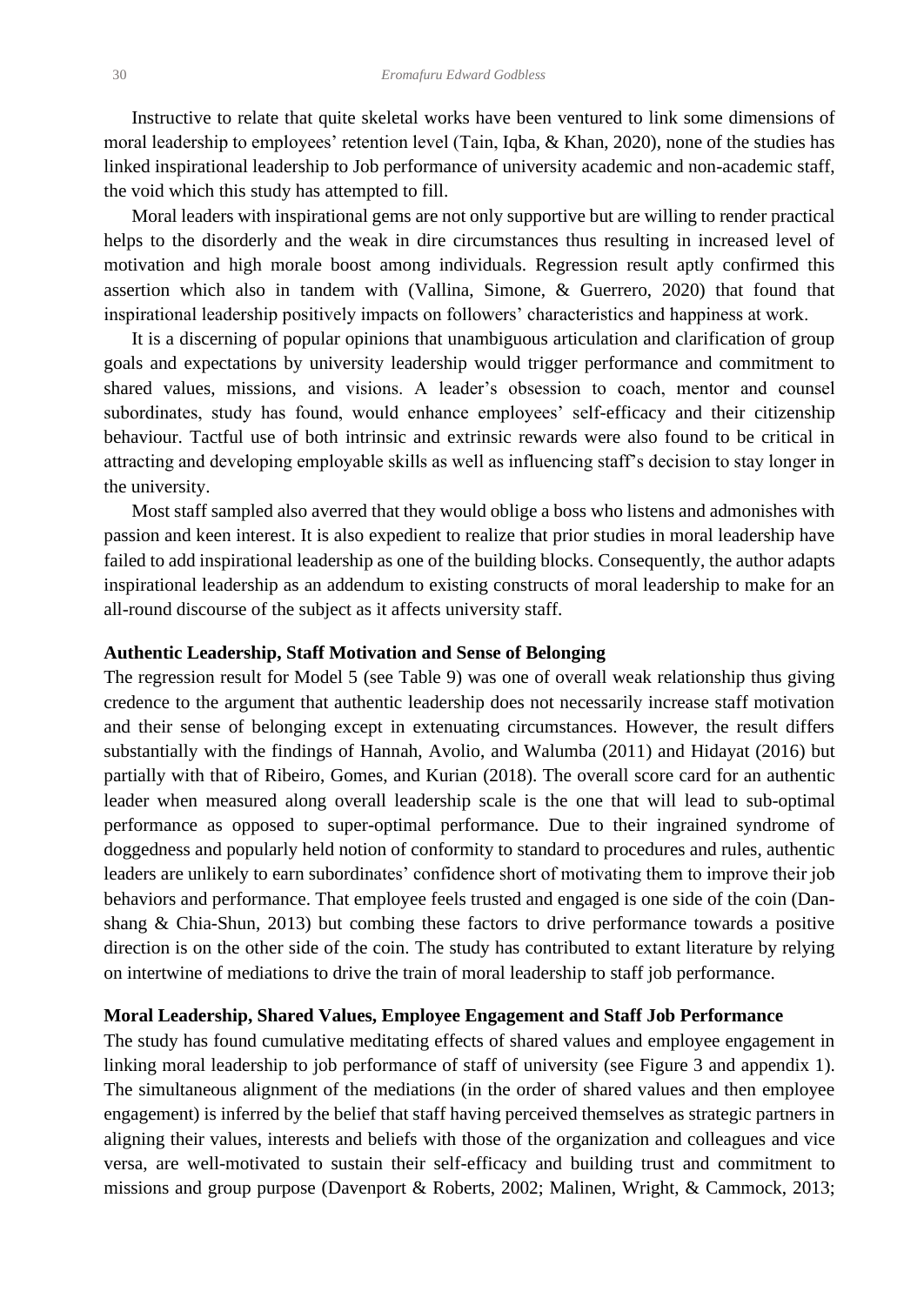Instructive to relate that quite skeletal works have been ventured to link some dimensions of moral leadership to employees' retention level (Tain, Iqba, & Khan, 2020), none of the studies has linked inspirational leadership to Job performance of university academic and non-academic staff, the void which this study has attempted to fill.

Moral leaders with inspirational gems are not only supportive but are willing to render practical helps to the disorderly and the weak in dire circumstances thus resulting in increased level of motivation and high morale boost among individuals. Regression result aptly confirmed this assertion which also in tandem with (Vallina, Simone, & Guerrero, 2020) that found that inspirational leadership positively impacts on followers' characteristics and happiness at work.

It is a discerning of popular opinions that unambiguous articulation and clarification of group goals and expectations by university leadership would trigger performance and commitment to shared values, missions, and visions. A leader's obsession to coach, mentor and counsel subordinates, study has found, would enhance employees' self-efficacy and their citizenship behaviour. Tactful use of both intrinsic and extrinsic rewards were also found to be critical in attracting and developing employable skills as well as influencing staff's decision to stay longer in the university.

Most staff sampled also averred that they would oblige a boss who listens and admonishes with passion and keen interest. It is also expedient to realize that prior studies in moral leadership have failed to add inspirational leadership as one of the building blocks. Consequently, the author adapts inspirational leadership as an addendum to existing constructs of moral leadership to make for an all-round discourse of the subject as it affects university staff.

**Authentic Leadership, Staff Motivation and Sense of Belonging**

The regression result for Model 5 (see Table 9) was one of overall weak relationship thus giving credence to the argument that authentic leadership does not necessarily increase staff motivation and their sense of belonging except in extenuating circumstances. However, the result differs substantially with the findings of Hannah, Avolio, and Walumba (2011) and Hidayat (2016) but partially with that of Ribeiro, Gomes, and Kurian (2018). The overall score card for an authentic leader when measured along overall leadership scale is the one that will lead to sub-optimal performance as opposed to super-optimal performance. Due to their ingrained syndrome of doggedness and popularly held notion of conformity to standard to procedures and rules, authentic leaders are unlikely to earn subordinates' confidence short of motivating them to improve their job behaviors and performance. That employee feels trusted and engaged is one side of the coin (Dan-shang & Chia-Shun, 2013) but combing these factors to drive performance towards a positive direction is on the other side of the coin. The study has contributed to extant literature by relying on intertwine of mediations to drive the train of moral leadership to staff job performance.

**Moral Leadership, Shared Values, Employee Engagement and Staff Job Performance**

The study has found cumulative meditating effects of shared values and employee engagement in linking moral leadership to job performance of staff of university (see Figure 3 and appendix 1). The simultaneous alignment of the mediations (in the order of shared values and then employee engagement) is inferred by the belief that staff having perceived themselves as strategic partners in aligning their values, interests and beliefs with those of the organization and colleagues and vice versa, are well-motivated to sustain their self-efficacy and building trust and commitment to missions and group purpose (Davenport & Roberts, 2002; Malinen, Wright, & Cammock, 2013;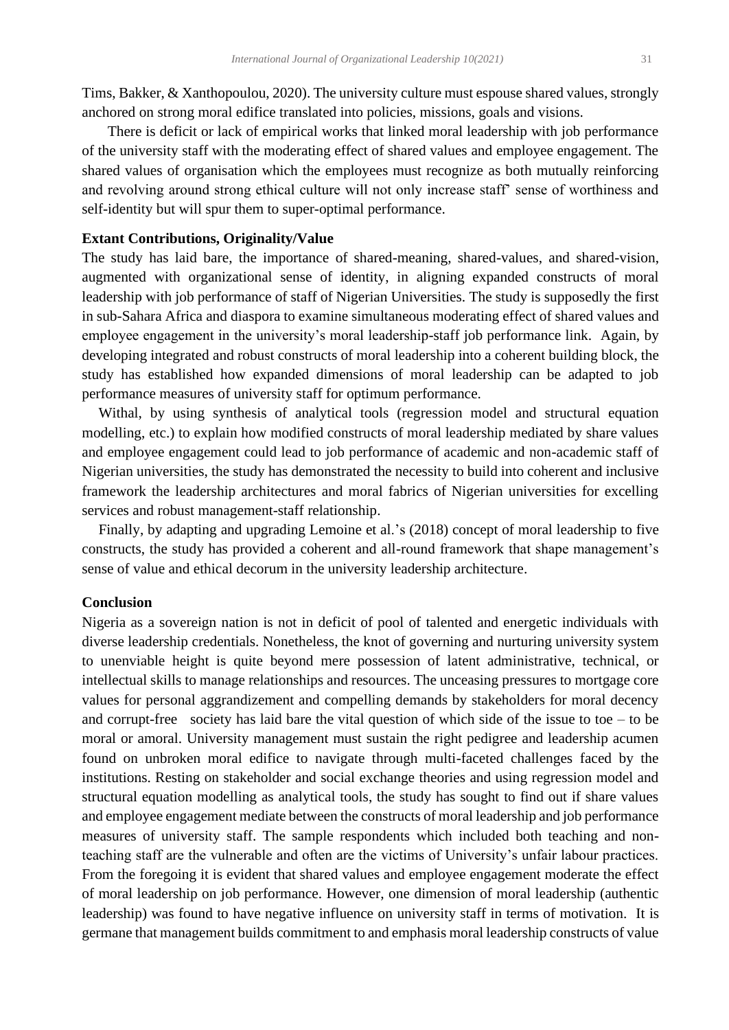Tims, Bakker, & Xanthopoulou, 2020). The university culture must espouse shared values, strongly anchored on strong moral edifice translated into policies, missions, goals and visions.

There is deficit or lack of empirical works that linked moral leadership with job performance of the university staff with the moderating effect of shared values and employee engagement. The shared values of organisation which the employees must recognize as both mutually reinforcing and revolving around strong ethical culture will not only increase staff' sense of worthiness and self-identity but will spur them to super-optimal performance.

### Extant Contributions, Originality/Value

The study has laid bare, the importance of shared-meaning, shared-values, and shared-vision, augmented with organizational sense of identity, in aligning expanded constructs of moral leadership with job performance of staff of Nigerian Universities. The study is supposedly the first in sub-Sahara Africa and diaspora to examine simultaneous moderating effect of shared values and employee engagement in the university's moral leadership-staff job performance link. Again, by developing integrated and robust constructs of moral leadership into a coherent building block, the study has established how expanded dimensions of moral leadership can be adapted to job performance measures of university staff for optimum performance.

Withal, by using synthesis of analytical tools (regression model and structural equation modelling, etc.) to explain how modified constructs of moral leadership mediated by share values and employee engagement could lead to job performance of academic and non-academic staff of Nigerian universities, the study has demonstrated the necessity to build into coherent and inclusive framework the leadership architectures and moral fabrics of Nigerian universities for excelling services and robust management-staff relationship.

Finally, by adapting and upgrading Lemoine et al.'s (2018) concept of moral leadership to five constructs, the study has provided a coherent and all-round framework that shape management's sense of value and ethical decorum in the university leadership architecture.

### Conclusion

Nigeria as a sovereign nation is not in deficit of pool of talented and energetic individuals with diverse leadership credentials. Nonetheless, the knot of governing and nurturing university system to unenviable height is quite beyond mere possession of latent administrative, technical, or intellectual skills to manage relationships and resources. The unceasing pressures to mortgage core values for personal aggrandizement and compelling demands by stakeholders for moral decency and corrupt-free society has laid bare the vital question of which side of the issue to toe – to be moral or amoral. University management must sustain the right pedigree and leadership acumen found on unbroken moral edifice to navigate through multi-faceted challenges faced by the institutions. Resting on stakeholder and social exchange theories and using regression model and structural equation modelling as analytical tools, the study has sought to find out if share values and employee engagement mediate between the constructs of moral leadership and job performance measures of university staff. The sample respondents which included both teaching and non-teaching staff are the vulnerable and often are the victims of University's unfair labour practices. From the foregoing it is evident that shared values and employee engagement moderate the effect of moral leadership on job performance. However, one dimension of moral leadership (authentic leadership) was found to have negative influence on university staff in terms of motivation. It is germane that management builds commitment to and emphasis moral leadership constructs of value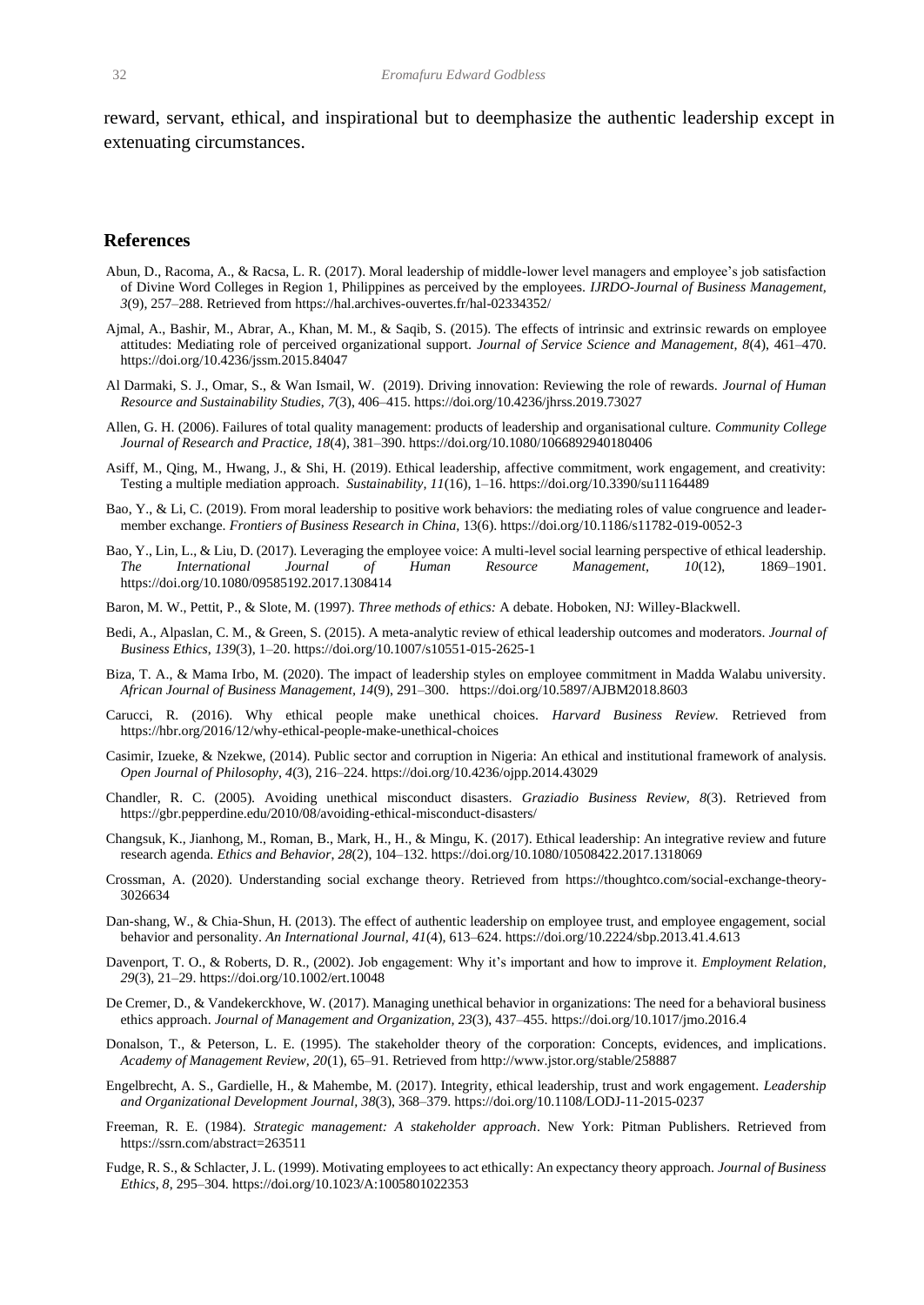reward, servant, ethical, and inspirational but to deemphasize the authentic leadership except in extenuating circumstances.

## References

Abun, D., Racoma, A., & Racsa, L. R. (2017). Moral leadership of middle-lower level managers and employee's job satisfaction of Divine Word Colleges in Region 1, Philippines as perceived by the employees. *IJRDO-Journal of Business Management, 3*(9), 257–288. Retrieved from https://hal.archives-ouvertes.fr/hal-02334352/

Ajmal, A., Bashir, M., Abrar, A., Khan, M. M., & Saqib, S. (2015). The effects of intrinsic and extrinsic rewards on employee attitudes: Mediating role of perceived organizational support. *Journal of Service Science and Management, 8*(4), 461–470. https://doi.org/10.4236/jssm.2015.84047

Al Darmaki, S. J., Omar, S., & Wan Ismail, W. (2019). Driving innovation: Reviewing the role of rewards. *Journal of Human Resource and Sustainability Studies, 7*(3), 406–415. https://doi.org/10.4236/jhrss.2019.73027

Allen, G. H. (2006). Failures of total quality management: products of leadership and organisational culture. *Community College Journal of Research and Practice, 18*(4), 381–390. https://doi.org/10.1080/1066892940180406

Asiff, M., Qing, M., Hwang, J., & Shi, H. (2019). Ethical leadership, affective commitment, work engagement, and creativity: Testing a multiple mediation approach. *Sustainability, 11*(16), 1–16. https://doi.org/10.3390/su11164489

Bao, Y., & Li, C. (2019). From moral leadership to positive work behaviors: the mediating roles of value congruence and leader-member exchange. *Frontiers of Business Research in China*, 13(6). https://doi.org/10.1186/s11782-019-0052-3

Bao, Y., Lin, L., & Liu, D. (2017). Leveraging the employee voice: A multi-level social learning perspective of ethical leadership. *The International Journal of Human Resource Management, 10*(12), 1869–1901. https://doi.org/10.1080/09585192.2017.1308414

Baron, M. W., Pettit, P., & Slote, M. (1997). *Three methods of ethics:* A debate. Hoboken, NJ: Willey-Blackwell.

Bedi, A., Alpaslan, C. M., & Green, S. (2015). A meta-analytic review of ethical leadership outcomes and moderators. *Journal of Business Ethics, 139*(3), 1–20. https://doi.org/10.1007/s10551-015-2625-1

Biza, T. A., & Mama Irbo, M. (2020). The impact of leadership styles on employee commitment in Madda Walabu university. *African Journal of Business Management, 14*(9), 291–300. https://doi.org/10.5897/AJBM2018.8603

Carucci, R. (2016). Why ethical people make unethical choices. *Harvard Business Review.* Retrieved from https://hbr.org/2016/12/why-ethical-people-make-unethical-choices

Casimir, Izueke, & Nzekwe, (2014). Public sector and corruption in Nigeria: An ethical and institutional framework of analysis. *Open Journal of Philosophy, 4*(3), 216–224. https://doi.org/10.4236/ojpp.2014.43029

Chandler, R. C. (2005). Avoiding unethical misconduct disasters. *Graziadio Business Review, 8*(3). Retrieved from https://gbr.pepperdine.edu/2010/08/avoiding-ethical-misconduct-disasters/

Changsuk, K., Jianhong, M., Roman, B., Mark, H., H., & Mingu, K. (2017). Ethical leadership: An integrative review and future research agenda. *Ethics and Behavior, 28*(2), 104–132. https://doi.org/10.1080/10508422.2017.1318069

Crossman, A. (2020). Understanding social exchange theory. Retrieved from https://thoughtco.com/social-exchange-theory-3026634

Dan-shang, W., & Chia-Shun, H. (2013). The effect of authentic leadership on employee trust, and employee engagement, social behavior and personality. *An International Journal, 41*(4), 613–624. https://doi.org/10.2224/sbp.2013.41.4.613

Davenport, T. O., & Roberts, D. R., (2002). Job engagement: Why it's important and how to improve it. *Employment Relation, 29*(3), 21–29. https://doi.org/10.1002/ert.10048

De Cremer, D., & Vandekerckhove, W. (2017). Managing unethical behavior in organizations: The need for a behavioral business ethics approach. *Journal of Management and Organization, 23*(3), 437–455. https://doi.org/10.1017/jmo.2016.4

Donalson, T., & Peterson, L. E. (1995). The stakeholder theory of the corporation: Concepts, evidences, and implications. *Academy of Management Review, 20*(1), 65–91. Retrieved from http://www.jstor.org/stable/258887

Engelbrecht, A. S., Gardielle, H., & Mahembe, M. (2017). Integrity, ethical leadership, trust and work engagement. *Leadership and Organizational Development Journal, 38*(3), 368–379. https://doi.org/10.1108/LODJ-11-2015-0237

Freeman, R. E. (1984). *Strategic management: A stakeholder approach*. New York: Pitman Publishers. Retrieved from https://ssrn.com/abstract=263511

Fudge, R. S., & Schlacter, J. L. (1999). Motivating employees to act ethically: An expectancy theory approach. *Journal of Business Ethics, 8*, 295–304. https://doi.org/10.1023/A:1005801022353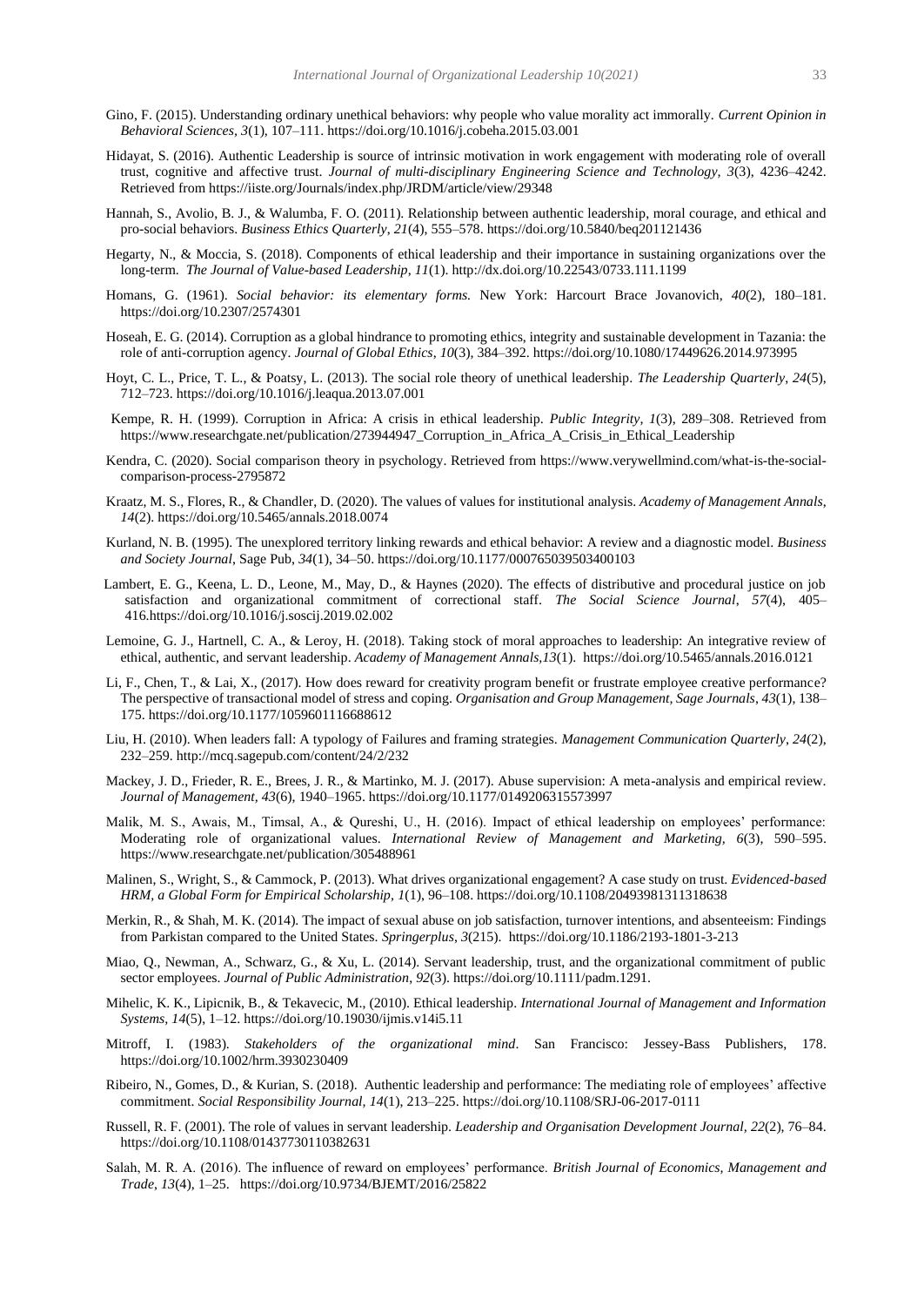Gino, F. (2015). Understanding ordinary unethical behaviors: why people who value morality act immorally. *Current Opinion in Behavioral Sciences*, *3*(1), 107–111. https://doi.org/10.1016/j.cobeha.2015.03.001

Hidayat, S. (2016). Authentic Leadership is source of intrinsic motivation in work engagement with moderating role of overall trust, cognitive and affective trust. *Journal of multi-disciplinary Engineering Science and Technology, 3*(3), 4236–4242. Retrieved from https://iiste.org/Journals/index.php/JRDM/article/view/29348

Hannah, S., Avolio, B. J., & Walumba, F. O. (2011). Relationship between authentic leadership, moral courage, and ethical and pro-social behaviors. *Business Ethics Quarterly*, *21*(4), 555–578. https://doi.org/10.5840/beq201121436

Hegarty, N., & Moccia, S. (2018). Components of ethical leadership and their importance in sustaining organizations over the long-term. *The Journal of Value-based Leadership, 11*(1). http://dx.doi.org/10.22543/0733.111.1199

Homans, G. (1961). *Social behavior: its elementary forms.* New York: Harcourt Brace Jovanovich, *40*(2), 180–181. https://doi.org/10.2307/2574301

Hoseah, E. G. (2014). Corruption as a global hindrance to promoting ethics, integrity and sustainable development in Tazania: the role of anti-corruption agency. *Journal of Global Ethics*, *10*(3), 384–392. https://doi.org/10.1080/17449626.2014.973995

Hoyt, C. L., Price, T. L., & Poatsy, L. (2013). The social role theory of unethical leadership. *The Leadership Quarterly*, *24*(5), 712–723. https://doi.org/10.1016/j.leaqua.2013.07.001

Kempe, R. H. (1999). Corruption in Africa: A crisis in ethical leadership. *Public Integrity, 1*(3), 289–308. Retrieved from https://www.researchgate.net/publication/273944947_Corruption_in_Africa_A_Crisis_in_Ethical_Leadership

Kendra, C. (2020). Social comparison theory in psychology. Retrieved from https://www.verywellmind.com/what-is-the-social-comparison-process-2795872

Kraatz, M. S., Flores, R., & Chandler, D. (2020). The values of values for institutional analysis. *Academy of Management Annals, 14*(2). https://doi.org/10.5465/annals.2018.0074

Kurland, N. B. (1995). The unexplored territory linking rewards and ethical behavior: A review and a diagnostic model. *Business and Society Journal*, Sage Pub, *34*(1), 34–50. https://doi.org/10.1177/000765039503400103

Lambert, E. G., Keena, L. D., Leone, M., May, D., & Haynes (2020). The effects of distributive and procedural justice on job satisfaction and organizational commitment of correctional staff. *The Social Science Journal*, *57*(4), 405–416.https://doi.org/10.1016/j.soscij.2019.02.002

Lemoine, G. J., Hartnell, C. A., & Leroy, H. (2018). Taking stock of moral approaches to leadership: An integrative review of ethical, authentic, and servant leadership. *Academy of Management Annals,13*(1). https://doi.org/10.5465/annals.2016.0121

Li, F., Chen, T., & Lai, X., (2017). How does reward for creativity program benefit or frustrate employee creative performance? The perspective of transactional model of stress and coping. *Organisation and Group Management, Sage Journals*, *43*(1), 138–175. https://doi.org/10.1177/1059601116688612

Liu, H. (2010). When leaders fall: A typology of Failures and framing strategies. *Management Communication Quarterly*, *24*(2), 232–259. http://mcq.sagepub.com/content/24/2/232

Mackey, J. D., Frieder, R. E., Brees, J. R., & Martinko, M. J. (2017). Abuse supervision: A meta-analysis and empirical review. *Journal of Management, 43*(6), 1940–1965. https://doi.org/10.1177/0149206315573997

Malik, M. S., Awais, M., Timsal, A., & Qureshi, U., H. (2016). Impact of ethical leadership on employees' performance: Moderating role of organizational values. *International Review of Management and Marketing, 6*(3), 590–595. https://www.researchgate.net/publication/305488961

Malinen, S., Wright, S., & Cammock, P. (2013). What drives organizational engagement? A case study on trust. *Evidenced-based HRM, a Global Form for Empirical Scholarship, 1*(1), 96–108. https://doi.org/10.1108/20493981311318638

Merkin, R., & Shah, M. K. (2014). The impact of sexual abuse on job satisfaction, turnover intentions, and absenteeism: Findings from Parkistan compared to the United States. *Springerplus*, *3*(215). https://doi.org/10.1186/2193-1801-3-213

Miao, Q., Newman, A., Schwarz, G., & Xu, L. (2014). Servant leadership, trust, and the organizational commitment of public sector employees. *Journal of Public Administration*, *92*(3). https://doi.org/10.1111/padm.1291.

Mihelic, K. K., Lipicnik, B., & Tekavecic, M., (2010). Ethical leadership. *International Journal of Management and Information Systems*, *14*(5), 1–12. https://doi.org/10.19030/ijmis.v14i5.11

Mitroff, I. (1983). *Stakeholders of the organizational mind*. San Francisco: Jessey-Bass Publishers, 178. https://doi.org/10.1002/hrm.3930230409

Ribeiro, N., Gomes, D., & Kurian, S. (2018). Authentic leadership and performance: The mediating role of employees' affective commitment. *Social Responsibility Journal, 14*(1), 213–225. https://doi.org/10.1108/SRJ-06-2017-0111

Russell, R. F. (2001). The role of values in servant leadership. *Leadership and Organisation Development Journal, 22*(2), 76–84. https://doi.org/10.1108/01437730110382631

Salah, M. R. A. (2016). The influence of reward on employees' performance. *British Journal of Economics, Management and Trade*, *13*(4), 1–25. https://doi.org/10.9734/BJEMT/2016/25822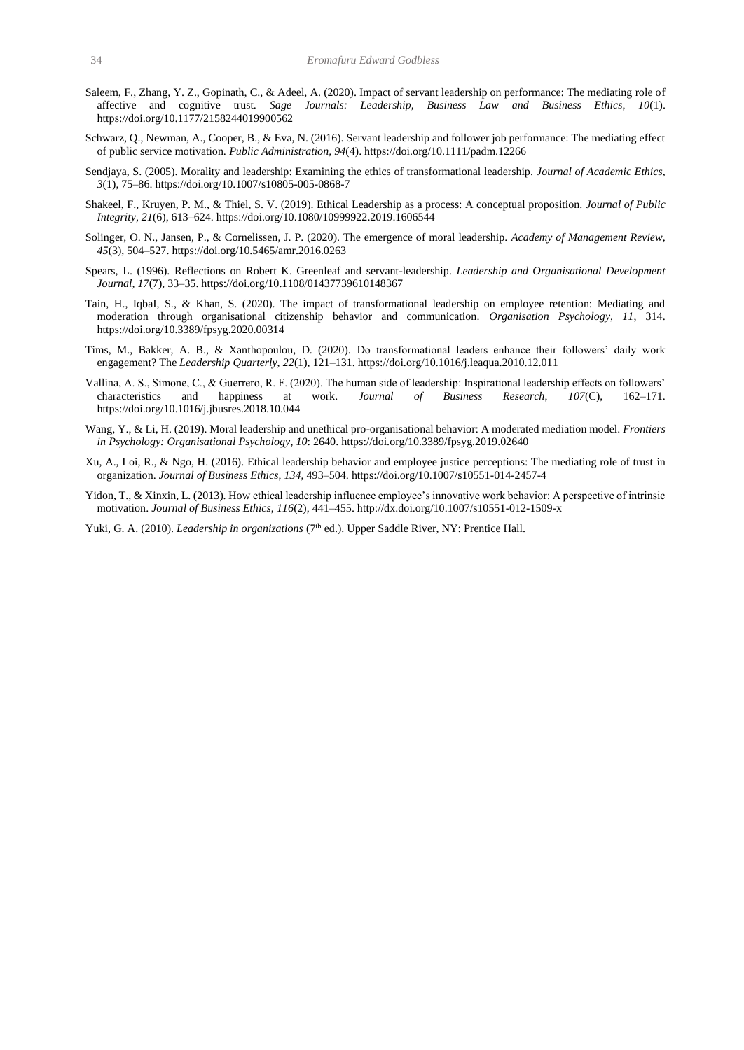Saleem, F., Zhang, Y. Z., Gopinath, C., & Adeel, A. (2020). Impact of servant leadership on performance: The mediating role of affective and cognitive trust. *Sage Journals: Leadership, Business Law and Business Ethics*, *10*(1). https://doi.org/10.1177/2158244019900562

Schwarz, Q., Newman, A., Cooper, B., & Eva, N. (2016). Servant leadership and follower job performance: The mediating effect of public service motivation. *Public Administration*, *94*(4). https://doi.org/10.1111/padm.12266

Sendjaya, S. (2005). Morality and leadership: Examining the ethics of transformational leadership. *Journal of Academic Ethics*, *3*(1), 75–86. https://doi.org/10.1007/s10805-005-0868-7

Shakeel, F., Kruyen, P. M., & Thiel, S. V. (2019). Ethical Leadership as a process: A conceptual proposition. *Journal of Public Integrity*, *21*(6), 613–624. https://doi.org/10.1080/10999922.2019.1606544

Solinger, O. N., Jansen, P., & Cornelissen, J. P. (2020). The emergence of moral leadership. *Academy of Management Review*, *45*(3), 504–527. https://doi.org/10.5465/amr.2016.0263

Spears, L. (1996). Reflections on Robert K. Greenleaf and servant-leadership. *Leadership and Organisational Development Journal*, *17*(7), 33–35. https://doi.org/10.1108/01437739610148367

Tain, H., IqbaI, S., & Khan, S. (2020). The impact of transformational leadership on employee retention: Mediating and moderation through organisational citizenship behavior and communication. *Organisation Psychology*, *11*, 314. https://doi.org/10.3389/fpsyg.2020.00314

Tims, M., Bakker, A. B., & Xanthopoulou, D. (2020). Do transformational leaders enhance their followers' daily work engagement? The *Leadership Quarterly*, *22*(1), 121–131. https://doi.org/10.1016/j.leaqua.2010.12.011

Vallina, A. S., Simone, C., & Guerrero, R. F. (2020). The human side of leadership: Inspirational leadership effects on followers' characteristics and happiness at work. *Journal of Business Research*, *107*(C), 162–171. https://doi.org/10.1016/j.jbusres.2018.10.044

Wang, Y., & Li, H. (2019). Moral leadership and unethical pro-organisational behavior: A moderated mediation model. *Frontiers in Psychology: Organisational Psychology*, *10*: 2640. https://doi.org/10.3389/fpsyg.2019.02640

Xu, A., Loi, R., & Ngo, H. (2016). Ethical leadership behavior and employee justice perceptions: The mediating role of trust in organization. *Journal of Business Ethics*, *134*, 493–504. https://doi.org/10.1007/s10551-014-2457-4

Yidon, T., & Xinxin, L. (2013). How ethical leadership influence employee's innovative work behavior: A perspective of intrinsic motivation. *Journal of Business Ethics*, *116*(2), 441–455. http://dx.doi.org/10.1007/s10551-012-1509-x

Yuki, G. A. (2010). *Leadership in organizations* (7th ed.). Upper Saddle River, NY: Prentice Hall.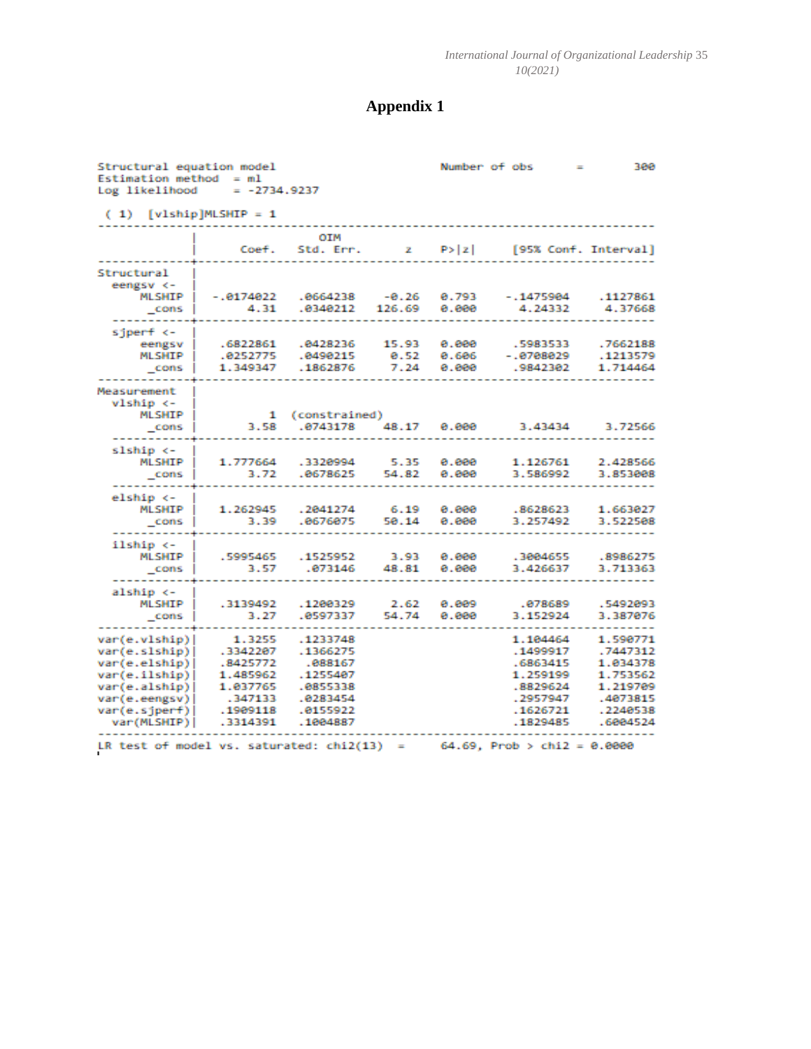# Appendix 1

```
Structural equation model                       Number of obs     =        300
Estimation method  = ml
Log likelihood     = -2734.9237

 ( 1)  [vlship]MLSHIP = 1
------------------------------------------------------------------------------
             |                 OIM
             |      Coef.   Std. Err.      z    P>|z|     [95% Conf. Interval]
-------------+----------------------------------------------------------------
Structural   |
  eengsv <-  |
      MLSHIP |  -.0174022   .0664238    -0.26   0.793    -.1475904    .1127861
       _cons |       4.31   .0340212   126.69   0.000      4.24332     4.37668
-------------+----------------------------------------------------------------
  sjperf <-  |
      eengsv |   .6822861   .0428236    15.93   0.000     .5983533    .7662188
      MLSHIP |   .0252775   .0490215     0.52   0.606    -.0708029    .1213579
       _cons |   1.349347   .1862876     7.24   0.000     .9842302    1.714464
-------------+----------------------------------------------------------------
Measurement  |
  vlship <-  |
      MLSHIP |          1  (constrained)
       _cons |       3.58   .0743178    48.17   0.000      3.43434     3.72566
-------------+----------------------------------------------------------------
  slship <-  |
      MLSHIP |   1.777664   .3320994     5.35   0.000     1.126761    2.428566
       _cons |       3.72   .0678625    54.82   0.000     3.586992    3.853008
-------------+----------------------------------------------------------------
  elship <-  |
      MLSHIP |   1.262945   .2041274     6.19   0.000     .8628623    1.663027
       _cons |       3.39   .0676075    50.14   0.000     3.257492    3.522508
-------------+----------------------------------------------------------------
  ilship <-  |
      MLSHIP |   .5995465   .1525952     3.93   0.000     .3004655    .8986275
       _cons |       3.57    .073146    48.81   0.000     3.426637    3.713363
-------------+----------------------------------------------------------------
  alship <-  |
      MLSHIP |   .3139492   .1200329     2.62   0.009      .078689    .5492093
       _cons |       3.27   .0597337    54.74   0.000     3.152924    3.387076
-------------+----------------------------------------------------------------
var(e.vlship)|     1.3255   .1233748                      1.104464    1.590771
var(e.slship)|   .3342207   .1366275                      .1499917    .7447312
var(e.elship)|   .8425772    .088167                      .6863415    1.034378
var(e.ilship)|   1.485962   .1255407                      1.259199    1.753562
var(e.alship)|   1.037765   .0855338                      .8829624    1.219709
var(e.eengsv)|    .347133   .0283454                      .2957947    .4073815
var(e.sjperf)|   .1909118   .0155922                      .1626721    .2240538
  var(MLSHIP)|   .3314391   .1004887                      .1829485    .6004524
------------------------------------------------------------------------------
LR test of model vs. saturated: chi2(13)  =     64.69, Prob > chi2 = 0.0000
```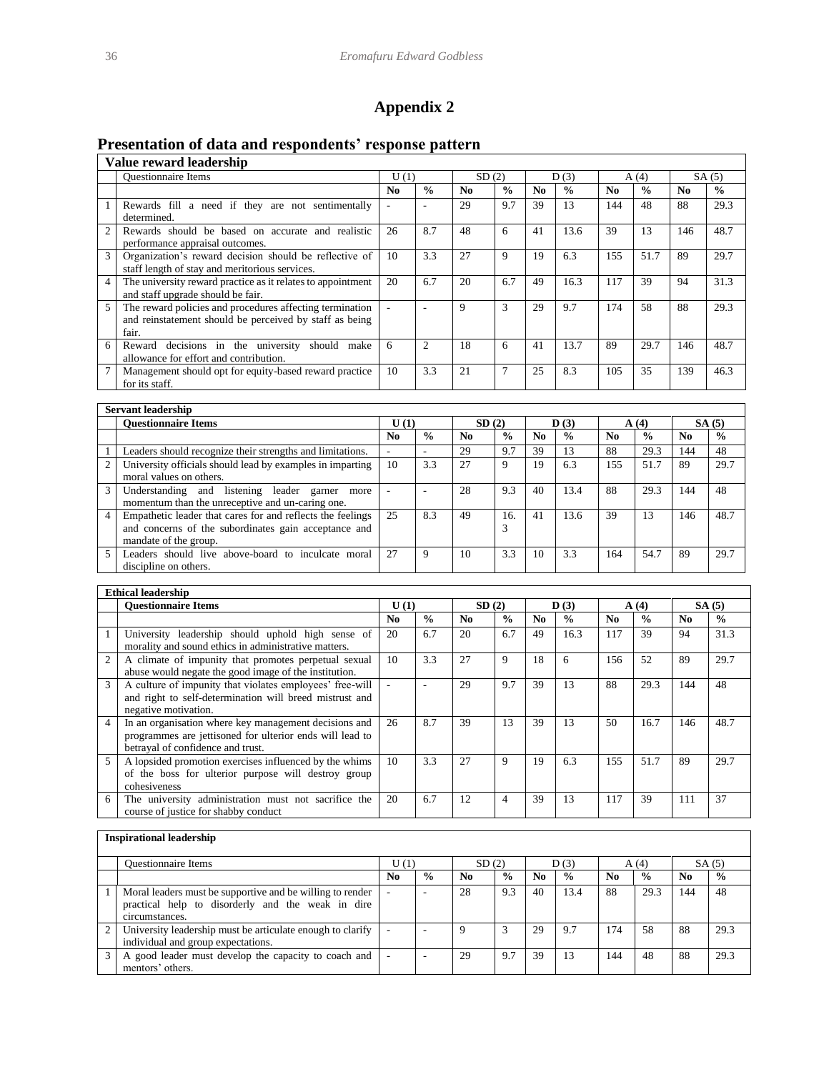# Appendix 2

## Presentation of data and respondents' response pattern

| Value reward leadership | | | | | | | | | | | |
|---|---|---|---|---|---|---|---|---|---|---|---|
| | Questionnaire Items | U (1) | | SD (2) | | D (3) | | A (4) | | SA (5) | |
| | | **No** | **%** | **No** | **%** | **No** | **%** | **No** | **%** | **No** | **%** |
| 1 | Rewards fill a need if they are not sentimentally determined. | - | - | 29 | 9.7 | 39 | 13 | 144 | 48 | 88 | 29.3 |
| 2 | Rewards should be based on accurate and realistic performance appraisal outcomes. | 26 | 8.7 | 48 | 6 | 41 | 13.6 | 39 | 13 | 146 | 48.7 |
| 3 | Organization's reward decision should be reflective of staff length of stay and meritorious services. | 10 | 3.3 | 27 | 9 | 19 | 6.3 | 155 | 51.7 | 89 | 29.7 |
| 4 | The university reward practice as it relates to appointment and staff upgrade should be fair. | 20 | 6.7 | 20 | 6.7 | 49 | 16.3 | 117 | 39 | 94 | 31.3 |
| 5 | The reward policies and procedures affecting termination and reinstatement should be perceived by staff as being fair. | - | - | 9 | 3 | 29 | 9.7 | 174 | 58 | 88 | 29.3 |
| 6 | Reward decisions in the university should make allowance for effort and contribution. | 6 | 2 | 18 | 6 | 41 | 13.7 | 89 | 29.7 | 146 | 48.7 |
| 7 | Management should opt for equity-based reward practice for its staff. | 10 | 3.3 | 21 | 7 | 25 | 8.3 | 105 | 35 | 139 | 46.3 |

| **Servant leadership** | | | | | | | | | | | |
|---|---|---|---|---|---|---|---|---|---|---|---|
| | **Questionnaire Items** | **U (1)** | | **SD (2)** | | **D (3)** | | **A (4)** | | **SA (5)** | |
| | | **No** | **%** | **No** | **%** | **No** | **%** | **No** | **%** | **No** | **%** |
| 1 | Leaders should recognize their strengths and limitations. | - | - | 29 | 9.7 | 39 | 13 | 88 | 29.3 | 144 | 48 |
| 2 | University officials should lead by examples in imparting moral values on others. | 10 | 3.3 | 27 | 9 | 19 | 6.3 | 155 | 51.7 | 89 | 29.7 |
| 3 | Understanding and listening leader garner more momentum than the unreceptive and un-caring one. | - | - | 28 | 9.3 | 40 | 13.4 | 88 | 29.3 | 144 | 48 |
| 4 | Empathetic leader that cares for and reflects the feelings and concerns of the subordinates gain acceptance and mandate of the group. | 25 | 8.3 | 49 | 16.3 | 41 | 13.6 | 39 | 13 | 146 | 48.7 |
| 5 | Leaders should live above-board to inculcate moral discipline on others. | 27 | 9 | 10 | 3.3 | 10 | 3.3 | 164 | 54.7 | 89 | 29.7 |

| **Ethical leadership** | | | | | | | | | | | |
|---|---|---|---|---|---|---|---|---|---|---|---|
| | **Questionnaire Items** | **U (1)** | | **SD (2)** | | **D (3)** | | **A (4)** | | **SA (5)** | |
| | | **No** | **%** | **No** | **%** | **No** | **%** | **No** | **%** | **No** | **%** |
| 1 | University leadership should uphold high sense of morality and sound ethics in administrative matters. | 20 | 6.7 | 20 | 6.7 | 49 | 16.3 | 117 | 39 | 94 | 31.3 |
| 2 | A climate of impunity that promotes perpetual sexual abuse would negate the good image of the institution. | 10 | 3.3 | 27 | 9 | 18 | 6 | 156 | 52 | 89 | 29.7 |
| 3 | A culture of impunity that violates employees' free-will and right to self-determination will breed mistrust and negative motivation. | - | - | 29 | 9.7 | 39 | 13 | 88 | 29.3 | 144 | 48 |
| 4 | In an organisation where key management decisions and programmes are jettisoned for ulterior ends will lead to betrayal of confidence and trust. | 26 | 8.7 | 39 | 13 | 39 | 13 | 50 | 16.7 | 146 | 48.7 |
| 5 | A lopsided promotion exercises influenced by the whims of the boss for ulterior purpose will destroy group cohesiveness | 10 | 3.3 | 27 | 9 | 19 | 6.3 | 155 | 51.7 | 89 | 29.7 |
| 6 | The university administration must not sacrifice the course of justice for shabby conduct | 20 | 6.7 | 12 | 4 | 39 | 13 | 117 | 39 | 111 | 37 |

| **Inspirational leadership** | | | | | | | | | | | |
|---|---|---|---|---|---|---|---|---|---|---|---|
| | Questionnaire Items | U (1) | | SD (2) | | D (3) | | A (4) | | SA (5) | |
| | | **No** | **%** | **No** | **%** | **No** | **%** | **No** | **%** | **No** | **%** |
| 1 | Moral leaders must be supportive and be willing to render practical help to disorderly and the weak in dire circumstances. | - | - | 28 | 9.3 | 40 | 13.4 | 88 | 29.3 | 144 | 48 |
| 2 | University leadership must be articulate enough to clarify individual and group expectations. | - | - | 9 | 3 | 29 | 9.7 | 174 | 58 | 88 | 29.3 |
| 3 | A good leader must develop the capacity to coach and mentors' others. | - | - | 29 | 9.7 | 39 | 13 | 144 | 48 | 88 | 29.3 |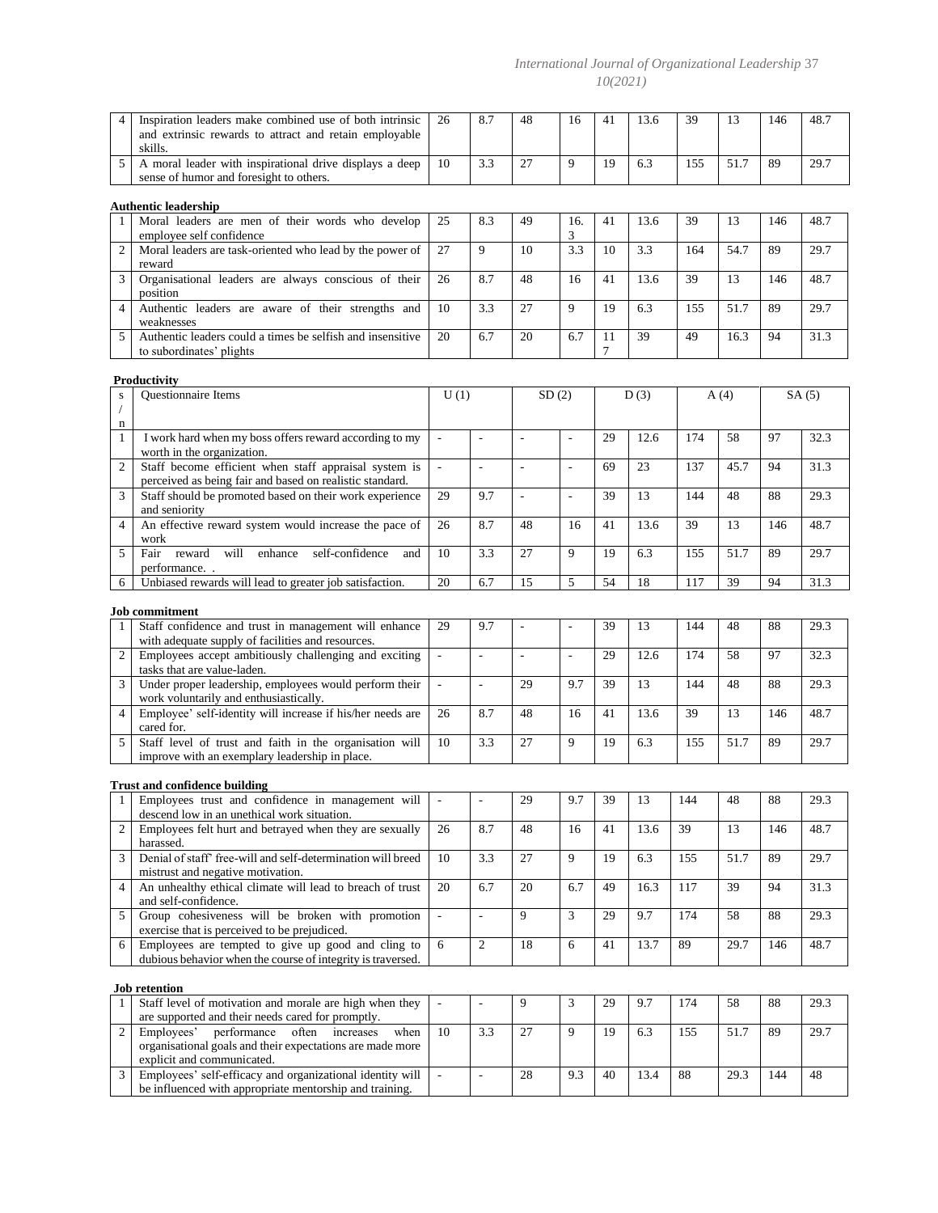| 4 | Inspiration leaders make combined use of both intrinsic and extrinsic rewards to attract and retain employable skills. | 26 | 8.7 | 48 | 16 | 41 | 13.6 | 39 | 13 | 146 | 48.7 |
|---|---|---|---|---|---|---|---|---|---|---|---|
| 5 | A moral leader with inspirational drive displays a deep sense of humor and foresight to others. | 10 | 3.3 | 27 | 9 | 19 | 6.3 | 155 | 51.7 | 89 | 29.7 |

**Authentic leadership**

| 1 | Moral leaders are men of their words who develop employee self confidence | 25 | 8.3 | 49 | 16.3 | 41 | 13.6 | 39 | 13 | 146 | 48.7 |
|---|---|---|---|---|---|---|---|---|---|---|---|
| 2 | Moral leaders are task-oriented who lead by the power of reward | 27 | 9 | 10 | 3.3 | 10 | 3.3 | 164 | 54.7 | 89 | 29.7 |
| 3 | Organisational leaders are always conscious of their position | 26 | 8.7 | 48 | 16 | 41 | 13.6 | 39 | 13 | 146 | 48.7 |
| 4 | Authentic leaders are aware of their strengths and weaknesses | 10 | 3.3 | 27 | 9 | 19 | 6.3 | 155 | 51.7 | 89 | 29.7 |
| 5 | Authentic leaders could a times be selfish and insensitive to subordinates' plights | 20 | 6.7 | 20 | 6.7 | 117 | 39 | 49 | 16.3 | 94 | 31.3 |

**Productivity**

| s/n | Questionnaire Items | U (1) | | SD (2) | | D (3) | | A (4) | | SA (5) | |
|---|---|---|---|---|---|---|---|---|---|---|---|
| 1 | I work hard when my boss offers reward according to my worth in the organization. | - | - | - | - | 29 | 12.6 | 174 | 58 | 97 | 32.3 |
| 2 | Staff become efficient when staff appraisal system is perceived as being fair and based on realistic standard. | - | - | - | - | 69 | 23 | 137 | 45.7 | 94 | 31.3 |
| 3 | Staff should be promoted based on their work experience and seniority | 29 | 9.7 | - | - | 39 | 13 | 144 | 48 | 88 | 29.3 |
| 4 | An effective reward system would increase the pace of work | 26 | 8.7 | 48 | 16 | 41 | 13.6 | 39 | 13 | 146 | 48.7 |
| 5 | Fair reward will enhance self-confidence and performance. . | 10 | 3.3 | 27 | 9 | 19 | 6.3 | 155 | 51.7 | 89 | 29.7 |
| 6 | Unbiased rewards will lead to greater job satisfaction. | 20 | 6.7 | 15 | 5 | 54 | 18 | 117 | 39 | 94 | 31.3 |

**Job commitment**

| 1 | Staff confidence and trust in management will enhance with adequate supply of facilities and resources. | 29 | 9.7 | - | - | 39 | 13 | 144 | 48 | 88 | 29.3 |
|---|---|---|---|---|---|---|---|---|---|---|---|
| 2 | Employees accept ambitiously challenging and exciting tasks that are value-laden. | - | - | - | - | 29 | 12.6 | 174 | 58 | 97 | 32.3 |
| 3 | Under proper leadership, employees would perform their work voluntarily and enthusiastically. | - | - | 29 | 9.7 | 39 | 13 | 144 | 48 | 88 | 29.3 |
| 4 | Employee' self-identity will increase if his/her needs are cared for. | 26 | 8.7 | 48 | 16 | 41 | 13.6 | 39 | 13 | 146 | 48.7 |
| 5 | Staff level of trust and faith in the organisation will improve with an exemplary leadership in place. | 10 | 3.3 | 27 | 9 | 19 | 6.3 | 155 | 51.7 | 89 | 29.7 |

**Trust and confidence building**

| 1 | Employees trust and confidence in management will descend low in an unethical work situation. | - | - | 29 | 9.7 | 39 | 13 | 144 | 48 | 88 | 29.3 |
|---|---|---|---|---|---|---|---|---|---|---|---|
| 2 | Employees felt hurt and betrayed when they are sexually harassed. | 26 | 8.7 | 48 | 16 | 41 | 13.6 | 39 | 13 | 146 | 48.7 |
| 3 | Denial of staff' free-will and self-determination will breed mistrust and negative motivation. | 10 | 3.3 | 27 | 9 | 19 | 6.3 | 155 | 51.7 | 89 | 29.7 |
| 4 | An unhealthy ethical climate will lead to breach of trust and self-confidence. | 20 | 6.7 | 20 | 6.7 | 49 | 16.3 | 117 | 39 | 94 | 31.3 |
| 5 | Group cohesiveness will be broken with promotion exercise that is perceived to be prejudiced. | - | - | 9 | 3 | 29 | 9.7 | 174 | 58 | 88 | 29.3 |
| 6 | Employees are tempted to give up good and cling to dubious behavior when the course of integrity is traversed. | 6 | 2 | 18 | 6 | 41 | 13.7 | 89 | 29.7 | 146 | 48.7 |

**Job retention**

| 1 | Staff level of motivation and morale are high when they are supported and their needs cared for promptly. | - | - | 9 | 3 | 29 | 9.7 | 174 | 58 | 88 | 29.3 |
|---|---|---|---|---|---|---|---|---|---|---|---|
| 2 | Employees' performance often increases when organisational goals and their expectations are made more explicit and communicated. | 10 | 3.3 | 27 | 9 | 19 | 6.3 | 155 | 51.7 | 89 | 29.7 |
| 3 | Employees' self-efficacy and organizational identity will be influenced with appropriate mentorship and training. | - | - | 28 | 9.3 | 40 | 13.4 | 88 | 29.3 | 144 | 48 |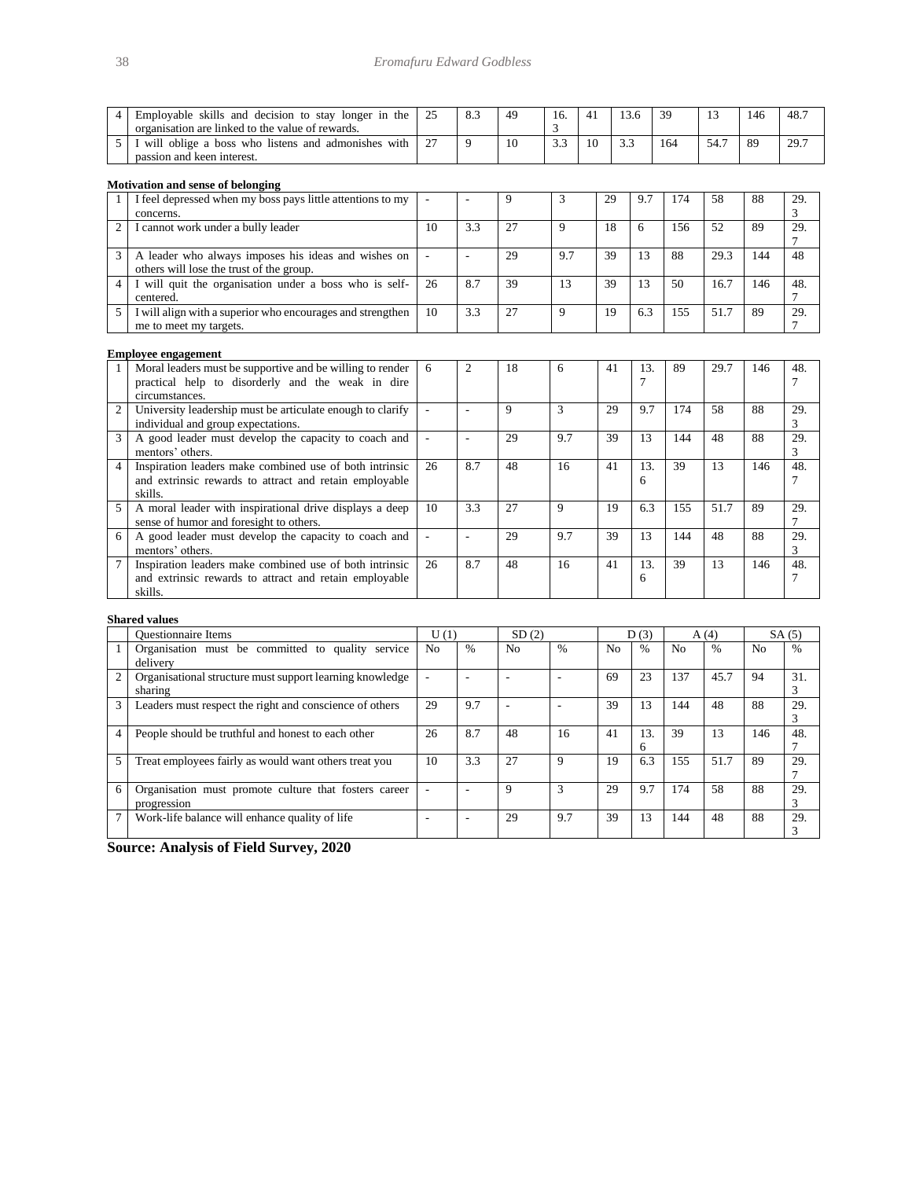| | | | | | | | | | | | |
|---|---|---|---|---|---|---|---|---|---|---|---|
| 4 | Employable skills and decision to stay longer in the organisation are linked to the value of rewards. | 25 | 8.3 | 49 | 16.3 | 41 | 13.6 | 39 | 13 | 146 | 48.7 |
| 5 | I will oblige a boss who listens and admonishes with passion and keen interest. | 27 | 9 | 10 | 3.3 | 10 | 3.3 | 164 | 54.7 | 89 | 29.7 |

**Motivation and sense of belonging**

| | | | | | | | | | | | |
|---|---|---|---|---|---|---|---|---|---|---|---|
| 1 | I feel depressed when my boss pays little attentions to my concerns. | - | - | 9 | 3 | 29 | 9.7 | 174 | 58 | 88 | 29.3 |
| 2 | I cannot work under a bully leader | 10 | 3.3 | 27 | 9 | 18 | 6 | 156 | 52 | 89 | 29.7 |
| 3 | A leader who always imposes his ideas and wishes on others will lose the trust of the group. | - | - | 29 | 9.7 | 39 | 13 | 88 | 29.3 | 144 | 48 |
| 4 | I will quit the organisation under a boss who is self-centered. | 26 | 8.7 | 39 | 13 | 39 | 13 | 50 | 16.7 | 146 | 48.7 |
| 5 | I will align with a superior who encourages and strengthen me to meet my targets. | 10 | 3.3 | 27 | 9 | 19 | 6.3 | 155 | 51.7 | 89 | 29.7 |

**Employee engagement**

| | | | | | | | | | | | |
|---|---|---|---|---|---|---|---|---|---|---|---|
| 1 | Moral leaders must be supportive and be willing to render practical help to disorderly and the weak in dire circumstances. | 6 | 2 | 18 | 6 | 41 | 13.7 | 89 | 29.7 | 146 | 48.7 |
| 2 | University leadership must be articulate enough to clarify individual and group expectations. | - | - | 9 | 3 | 29 | 9.7 | 174 | 58 | 88 | 29.3 |
| 3 | A good leader must develop the capacity to coach and mentors' others. | - | - | 29 | 9.7 | 39 | 13 | 144 | 48 | 88 | 29.3 |
| 4 | Inspiration leaders make combined use of both intrinsic and extrinsic rewards to attract and retain employable skills. | 26 | 8.7 | 48 | 16 | 41 | 13.6 | 39 | 13 | 146 | 48.7 |
| 5 | A moral leader with inspirational drive displays a deep sense of humor and foresight to others. | 10 | 3.3 | 27 | 9 | 19 | 6.3 | 155 | 51.7 | 89 | 29.7 |
| 6 | A good leader must develop the capacity to coach and mentors' others. | - | - | 29 | 9.7 | 39 | 13 | 144 | 48 | 88 | 29.3 |
| 7 | Inspiration leaders make combined use of both intrinsic and extrinsic rewards to attract and retain employable skills. | 26 | 8.7 | 48 | 16 | 41 | 13.6 | 39 | 13 | 146 | 48.7 |

**Shared values**

| | Questionnaire Items | U (1) | | SD (2) | | D (3) | | A (4) | | SA (5) | |
|---|---|---|---|---|---|---|---|---|---|---|---|
| 1 | Organisation must be committed to quality service delivery | No | % | No | % | No | % | No | % | No | % |
| 2 | Organisational structure must support learning knowledge sharing | - | - | - | - | 69 | 23 | 137 | 45.7 | 94 | 31.3 |
| 3 | Leaders must respect the right and conscience of others | 29 | 9.7 | - | - | 39 | 13 | 144 | 48 | 88 | 29.3 |
| 4 | People should be truthful and honest to each other | 26 | 8.7 | 48 | 16 | 41 | 13.6 | 39 | 13 | 146 | 48.7 |
| 5 | Treat employees fairly as would want others treat you | 10 | 3.3 | 27 | 9 | 19 | 6.3 | 155 | 51.7 | 89 | 29.7 |
| 6 | Organisation must promote culture that fosters career progression | - | - | 9 | 3 | 29 | 9.7 | 174 | 58 | 88 | 29.3 |
| 7 | Work-life balance will enhance quality of life | - | - | 29 | 9.7 | 39 | 13 | 144 | 48 | 88 | 29.3 |

**Source: Analysis of Field Survey, 2020**